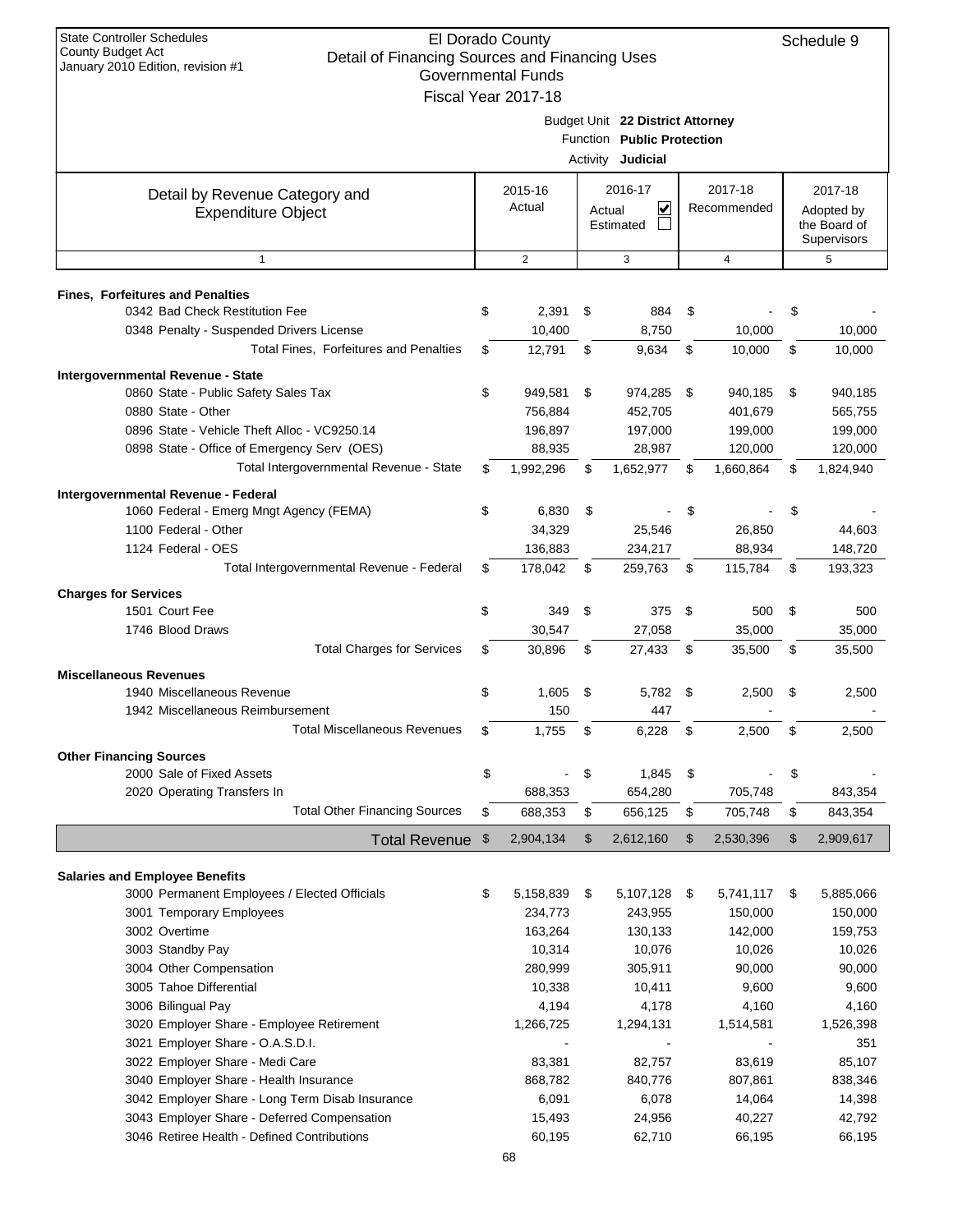State Controller Schedules
County Budget Act
January 2010 Edition, revision #1

# El Dorado County
## Detail of Financing Sources and Financing Uses
### Governmental Funds
### Fiscal Year 2017-18

Schedule 9

Budget Unit **22 District Attorney**
Function **Public Protection**
Activity **Judicial**

| Detail by Revenue Category and Expenditure Object | 2015-16 Actual | 2016-17 Actual ☑ Estimated ☐ | 2017-18 Recommended | 2017-18 Adopted by the Board of Supervisors |
|---|---|---|---|---|
| 1 | 2 | 3 | 4 | 5 |
| **Fines, Forfeitures and Penalties** | | | | |
| 0342 Bad Check Restitution Fee | $ 2,391 | $ 884 | $ - | $ - |
| 0348 Penalty - Suspended Drivers License | 10,400 | 8,750 | 10,000 | 10,000 |
| Total Fines, Forfeitures and Penalties | $ 12,791 | $ 9,634 | $ 10,000 | $ 10,000 |
| **Intergovernmental Revenue - State** | | | | |
| 0860 State - Public Safety Sales Tax | $ 949,581 | $ 974,285 | $ 940,185 | $ 940,185 |
| 0880 State - Other | 756,884 | 452,705 | 401,679 | 565,755 |
| 0896 State - Vehicle Theft Alloc - VC9250.14 | 196,897 | 197,000 | 199,000 | 199,000 |
| 0898 State - Office of Emergency Serv (OES) | 88,935 | 28,987 | 120,000 | 120,000 |
| Total Intergovernmental Revenue - State | $ 1,992,296 | $ 1,652,977 | $ 1,660,864 | $ 1,824,940 |
| **Intergovernmental Revenue - Federal** | | | | |
| 1060 Federal - Emerg Mngt Agency (FEMA) | $ 6,830 | $ - | $ - | $ - |
| 1100 Federal - Other | 34,329 | 25,546 | 26,850 | 44,603 |
| 1124 Federal - OES | 136,883 | 234,217 | 88,934 | 148,720 |
| Total Intergovernmental Revenue - Federal | $ 178,042 | $ 259,763 | $ 115,784 | $ 193,323 |
| **Charges for Services** | | | | |
| 1501 Court Fee | $ 349 | $ 375 | $ 500 | $ 500 |
| 1746 Blood Draws | 30,547 | 27,058 | 35,000 | 35,000 |
| Total Charges for Services | $ 30,896 | $ 27,433 | $ 35,500 | $ 35,500 |
| **Miscellaneous Revenues** | | | | |
| 1940 Miscellaneous Revenue | $ 1,605 | $ 5,782 | $ 2,500 | $ 2,500 |
| 1942 Miscellaneous Reimbursement | 150 | 447 | - | - |
| Total Miscellaneous Revenues | $ 1,755 | $ 6,228 | $ 2,500 | $ 2,500 |
| **Other Financing Sources** | | | | |
| 2000 Sale of Fixed Assets | $ - | $ 1,845 | $ - | $ - |
| 2020 Operating Transfers In | 688,353 | 654,280 | 705,748 | 843,354 |
| Total Other Financing Sources | $ 688,353 | $ 656,125 | $ 705,748 | $ 843,354 |
| **Total Revenue** | $ 2,904,134 | $ 2,612,160 | $ 2,530,396 | $ 2,909,617 |
| **Salaries and Employee Benefits** | | | | |
| 3000 Permanent Employees / Elected Officials | $ 5,158,839 | $ 5,107,128 | $ 5,741,117 | $ 5,885,066 |
| 3001 Temporary Employees | 234,773 | 243,955 | 150,000 | 150,000 |
| 3002 Overtime | 163,264 | 130,133 | 142,000 | 159,753 |
| 3003 Standby Pay | 10,314 | 10,076 | 10,026 | 10,026 |
| 3004 Other Compensation | 280,999 | 305,911 | 90,000 | 90,000 |
| 3005 Tahoe Differential | 10,338 | 10,411 | 9,600 | 9,600 |
| 3006 Bilingual Pay | 4,194 | 4,178 | 4,160 | 4,160 |
| 3020 Employer Share - Employee Retirement | 1,266,725 | 1,294,131 | 1,514,581 | 1,526,398 |
| 3021 Employer Share - O.A.S.D.I. | - | - | - | 351 |
| 3022 Employer Share - Medi Care | 83,381 | 82,757 | 83,619 | 85,107 |
| 3040 Employer Share - Health Insurance | 868,782 | 840,776 | 807,861 | 838,346 |
| 3042 Employer Share - Long Term Disab Insurance | 6,091 | 6,078 | 14,064 | 14,398 |
| 3043 Employer Share - Deferred Compensation | 15,493 | 24,956 | 40,227 | 42,792 |
| 3046 Retiree Health - Defined Contributions | 60,195 | 62,710 | 66,195 | 66,195 |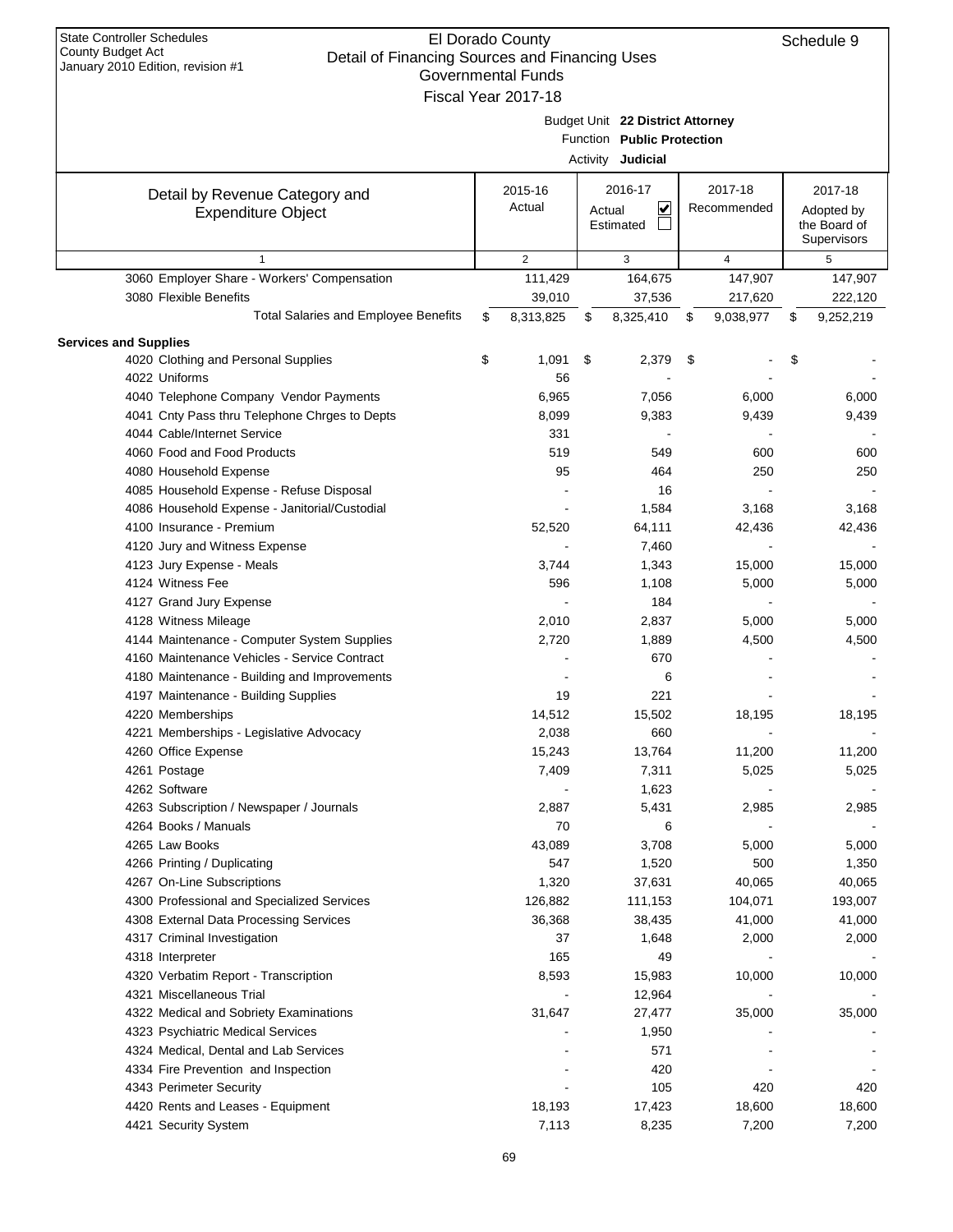State Controller Schedules
County Budget Act
January 2010 Edition, revision #1

# El Dorado County
## Detail of Financing Sources and Financing Uses
### Governmental Funds
### Fiscal Year 2017-18

Schedule 9

Budget Unit **22 District Attorney**
Function **Public Protection**
Activity **Judicial**

| Detail by Revenue Category and Expenditure Object | 2015-16 Actual | 2016-17 Actual ☑ Estimated ☐ | 2017-18 Recommended | 2017-18 Adopted by the Board of Supervisors |
|---|---|---|---|---|
| 1 | 2 | 3 | 4 | 5 |
| 3060 Employer Share - Workers' Compensation | 111,429 | 164,675 | 147,907 | 147,907 |
| 3080 Flexible Benefits | 39,010 | 37,536 | 217,620 | 222,120 |
| Total Salaries and Employee Benefits | $ 8,313,825 | $ 8,325,410 | $ 9,038,977 | $ 9,252,219 |
| **Services and Supplies** | | | | |
| 4020 Clothing and Personal Supplies | $ 1,091 | $ 2,379 | $ - | $ - |
| 4022 Uniforms | 56 | - | - | - |
| 4040 Telephone Company Vendor Payments | 6,965 | 7,056 | 6,000 | 6,000 |
| 4041 Cnty Pass thru Telephone Chrges to Depts | 8,099 | 9,383 | 9,439 | 9,439 |
| 4044 Cable/Internet Service | 331 | - | - | - |
| 4060 Food and Food Products | 519 | 549 | 600 | 600 |
| 4080 Household Expense | 95 | 464 | 250 | 250 |
| 4085 Household Expense - Refuse Disposal | - | 16 | - | - |
| 4086 Household Expense - Janitorial/Custodial | - | 1,584 | 3,168 | 3,168 |
| 4100 Insurance - Premium | 52,520 | 64,111 | 42,436 | 42,436 |
| 4120 Jury and Witness Expense | - | 7,460 | - | - |
| 4123 Jury Expense - Meals | 3,744 | 1,343 | 15,000 | 15,000 |
| 4124 Witness Fee | 596 | 1,108 | 5,000 | 5,000 |
| 4127 Grand Jury Expense | - | 184 | - | - |
| 4128 Witness Mileage | 2,010 | 2,837 | 5,000 | 5,000 |
| 4144 Maintenance - Computer System Supplies | 2,720 | 1,889 | 4,500 | 4,500 |
| 4160 Maintenance Vehicles - Service Contract | - | 670 | - | - |
| 4180 Maintenance - Building and Improvements | - | 6 | - | - |
| 4197 Maintenance - Building Supplies | 19 | 221 | - | - |
| 4220 Memberships | 14,512 | 15,502 | 18,195 | 18,195 |
| 4221 Memberships - Legislative Advocacy | 2,038 | 660 | - | - |
| 4260 Office Expense | 15,243 | 13,764 | 11,200 | 11,200 |
| 4261 Postage | 7,409 | 7,311 | 5,025 | 5,025 |
| 4262 Software | - | 1,623 | - | - |
| 4263 Subscription / Newspaper / Journals | 2,887 | 5,431 | 2,985 | 2,985 |
| 4264 Books / Manuals | 70 | 6 | - | - |
| 4265 Law Books | 43,089 | 3,708 | 5,000 | 5,000 |
| 4266 Printing / Duplicating | 547 | 1,520 | 500 | 1,350 |
| 4267 On-Line Subscriptions | 1,320 | 37,631 | 40,065 | 40,065 |
| 4300 Professional and Specialized Services | 126,882 | 111,153 | 104,071 | 193,007 |
| 4308 External Data Processing Services | 36,368 | 38,435 | 41,000 | 41,000 |
| 4317 Criminal Investigation | 37 | 1,648 | 2,000 | 2,000 |
| 4318 Interpreter | 165 | 49 | - | - |
| 4320 Verbatim Report - Transcription | 8,593 | 15,983 | 10,000 | 10,000 |
| 4321 Miscellaneous Trial | - | 12,964 | - | - |
| 4322 Medical and Sobriety Examinations | 31,647 | 27,477 | 35,000 | 35,000 |
| 4323 Psychiatric Medical Services | - | 1,950 | - | - |
| 4324 Medical, Dental and Lab Services | - | 571 | - | - |
| 4334 Fire Prevention and Inspection | - | 420 | - | - |
| 4343 Perimeter Security | - | 105 | 420 | 420 |
| 4420 Rents and Leases - Equipment | 18,193 | 17,423 | 18,600 | 18,600 |
| 4421 Security System | 7,113 | 8,235 | 7,200 | 7,200 |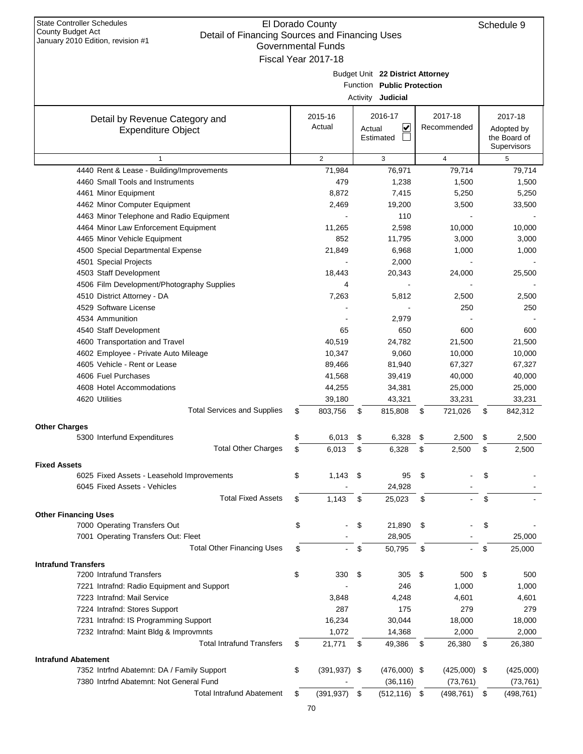State Controller Schedules
County Budget Act
January 2010 Edition, revision #1

# El Dorado County
## Detail of Financing Sources and Financing Uses
### Governmental Funds
### Fiscal Year 2017-18

Schedule 9

Budget Unit **22 District Attorney**
Function **Public Protection**
Activity **Judicial**

| Detail by Revenue Category and Expenditure Object | 2015-16 Actual | 2016-17 Actual ☑ Estimated ☐ | 2017-18 Recommended | 2017-18 Adopted by the Board of Supervisors |
|---|---|---|---|---|
| 1 | 2 | 3 | 4 | 5 |
| 4440 Rent & Lease - Building/Improvements | 71,984 | 76,971 | 79,714 | 79,714 |
| 4460 Small Tools and Instruments | 479 | 1,238 | 1,500 | 1,500 |
| 4461 Minor Equipment | 8,872 | 7,415 | 5,250 | 5,250 |
| 4462 Minor Computer Equipment | 2,469 | 19,200 | 3,500 | 33,500 |
| 4463 Minor Telephone and Radio Equipment | - | 110 | - | - |
| 4464 Minor Law Enforcement Equipment | 11,265 | 2,598 | 10,000 | 10,000 |
| 4465 Minor Vehicle Equipment | 852 | 11,795 | 3,000 | 3,000 |
| 4500 Special Departmental Expense | 21,849 | 6,968 | 1,000 | 1,000 |
| 4501 Special Projects | - | 2,000 | - | - |
| 4503 Staff Development | 18,443 | 20,343 | 24,000 | 25,500 |
| 4506 Film Development/Photography Supplies | 4 | - | - | - |
| 4510 District Attorney - DA | 7,263 | 5,812 | 2,500 | 2,500 |
| 4529 Software License | - | - | 250 | 250 |
| 4534 Ammunition | - | 2,979 | - | - |
| 4540 Staff Development | 65 | 650 | 600 | 600 |
| 4600 Transportation and Travel | 40,519 | 24,782 | 21,500 | 21,500 |
| 4602 Employee - Private Auto Mileage | 10,347 | 9,060 | 10,000 | 10,000 |
| 4605 Vehicle - Rent or Lease | 89,466 | 81,940 | 67,327 | 67,327 |
| 4606 Fuel Purchases | 41,568 | 39,419 | 40,000 | 40,000 |
| 4608 Hotel Accommodations | 44,255 | 34,381 | 25,000 | 25,000 |
| 4620 Utilities | 39,180 | 43,321 | 33,231 | 33,231 |
| Total Services and Supplies | $ 803,756 | $ 815,808 | $ 721,026 | $ 842,312 |
| **Other Charges** | | | | |
| 5300 Interfund Expenditures | $ 6,013 | $ 6,328 | $ 2,500 | $ 2,500 |
| Total Other Charges | $ 6,013 | $ 6,328 | $ 2,500 | $ 2,500 |
| **Fixed Assets** | | | | |
| 6025 Fixed Assets - Leasehold Improvements | $ 1,143 | $ 95 | $ - | $ - |
| 6045 Fixed Assets - Vehicles | - | 24,928 | - | - |
| Total Fixed Assets | $ 1,143 | $ 25,023 | $ - | $ - |
| **Other Financing Uses** | | | | |
| 7000 Operating Transfers Out | $ - | $ 21,890 | $ - | $ - |
| 7001 Operating Transfers Out: Fleet | - | 28,905 | - | 25,000 |
| Total Other Financing Uses | $ - | $ 50,795 | $ - | $ 25,000 |
| **Intrafund Transfers** | | | | |
| 7200 Intrafund Transfers | $ 330 | $ 305 | $ 500 | $ 500 |
| 7221 Intrafnd: Radio Equipment and Support | - | 246 | 1,000 | 1,000 |
| 7223 Intrafnd: Mail Service | 3,848 | 4,248 | 4,601 | 4,601 |
| 7224 Intrafnd: Stores Support | 287 | 175 | 279 | 279 |
| 7231 Intrafnd: IS Programming Support | 16,234 | 30,044 | 18,000 | 18,000 |
| 7232 Intrafnd: Maint Bldg & Improvmnts | 1,072 | 14,368 | 2,000 | 2,000 |
| Total Intrafund Transfers | $ 21,771 | $ 49,386 | $ 26,380 | $ 26,380 |
| **Intrafund Abatement** | | | | |
| 7352 Intrfnd Abatemnt: DA / Family Support | $ (391,937) | $ (476,000) | $ (425,000) | $ (425,000) |
| 7380 Intrfnd Abatemnt: Not General Fund | - | (36,116) | (73,761) | (73,761) |
| Total Intrafund Abatement | $ (391,937) | $ (512,116) | $ (498,761) | $ (498,761) |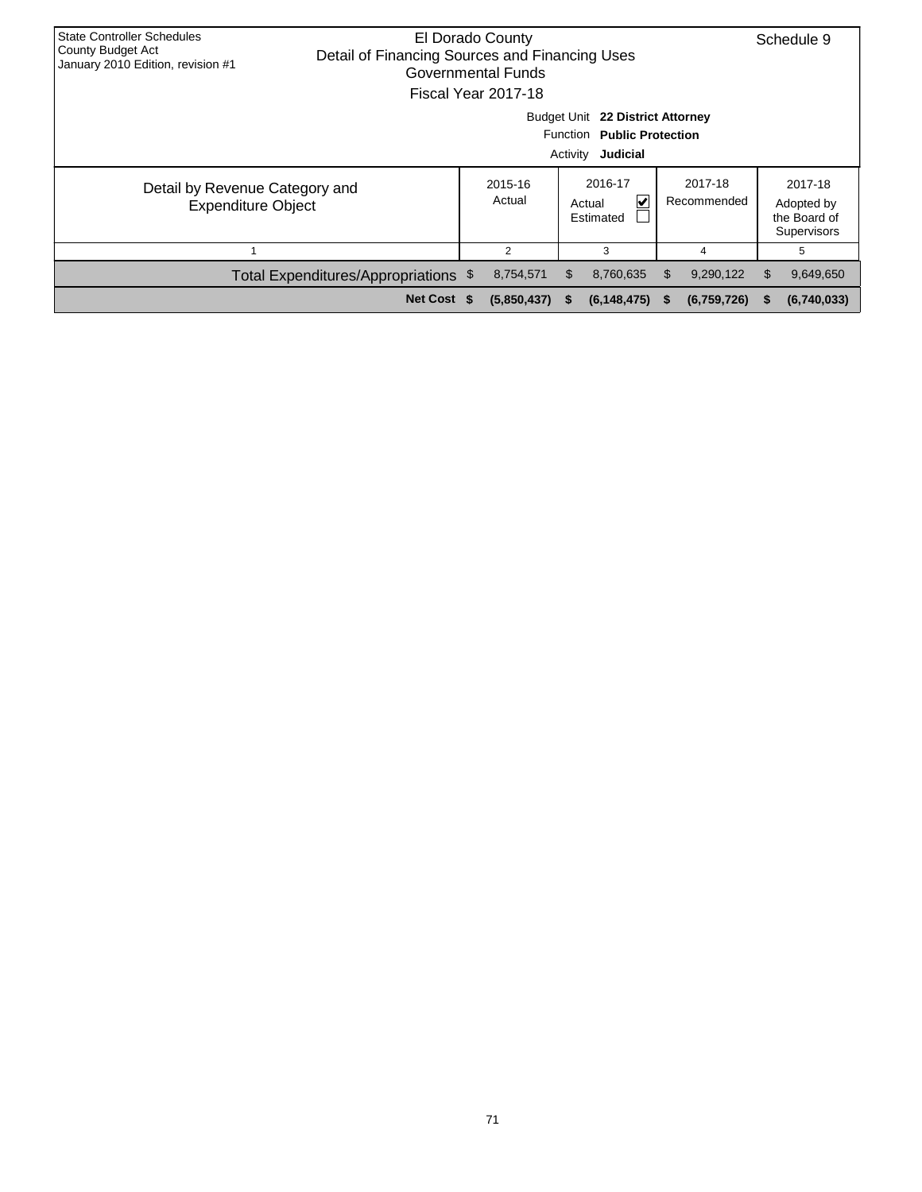State Controller Schedules
County Budget Act
January 2010 Edition, revision #1

# El Dorado County
## Detail of Financing Sources and Financing Uses
### Governmental Funds
### Fiscal Year 2017-18

Schedule 9

Budget Unit **22 District Attorney**
Function **Public Protection**
Activity **Judicial**

| Detail by Revenue Category and Expenditure Object | 2015-16 Actual | 2016-17 Actual ☑ Estimated ☐ | 2017-18 Recommended | 2017-18 Adopted by the Board of Supervisors |
|---|---|---|---|---|
| 1 | 2 | 3 | 4 | 5 |
| Total Expenditures/Appropriations | $ 8,754,571 | $ 8,760,635 | $ 9,290,122 | $ 9,649,650 |
| **Net Cost** | **$ (5,850,437)** | **$ (6,148,475)** | **$ (6,759,726)** | **$ (6,740,033)** |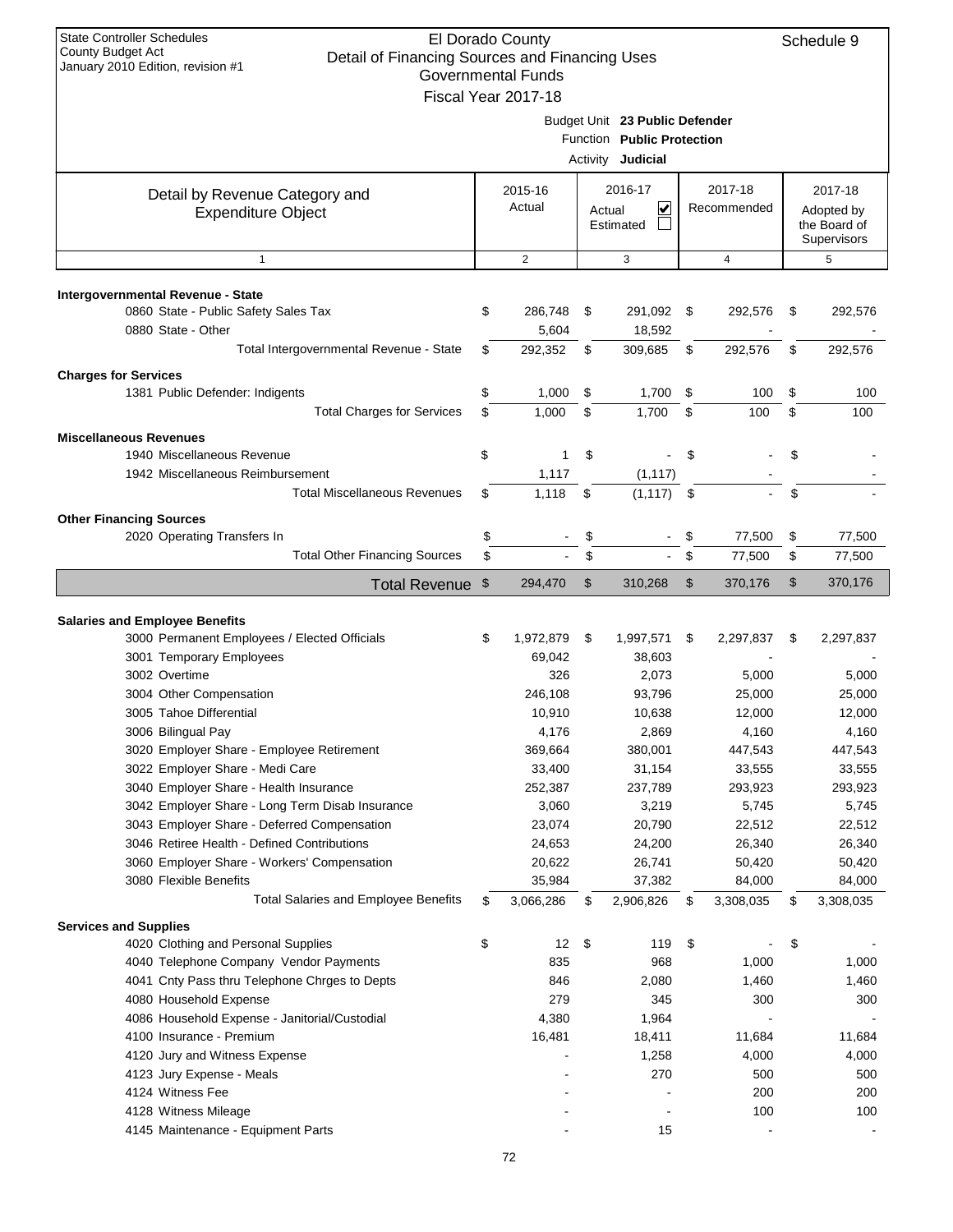State Controller Schedules
County Budget Act
January 2010 Edition, revision #1

# El Dorado County
## Detail of Financing Sources and Financing Uses
### Governmental Funds
### Fiscal Year 2017-18

Schedule 9

Budget Unit **23 Public Defender**
Function **Public Protection**
Activity **Judicial**

| Detail by Revenue Category and Expenditure Object | 2015-16 Actual | 2016-17 Actual ☑ Estimated ☐ | 2017-18 Recommended | 2017-18 Adopted by the Board of Supervisors |
|---|---|---|---|---|
| 1 | 2 | 3 | 4 | 5 |
| **Intergovernmental Revenue - State** | | | | |
| 0860 State - Public Safety Sales Tax | $ 286,748 | $ 291,092 | $ 292,576 | $ 292,576 |
| 0880 State - Other | 5,604 | 18,592 | - | - |
| Total Intergovernmental Revenue - State | $ 292,352 | $ 309,685 | $ 292,576 | $ 292,576 |
| **Charges for Services** | | | | |
| 1381 Public Defender: Indigents | $ 1,000 | $ 1,700 | $ 100 | $ 100 |
| Total Charges for Services | $ 1,000 | $ 1,700 | $ 100 | $ 100 |
| **Miscellaneous Revenues** | | | | |
| 1940 Miscellaneous Revenue | $ 1 | $ - | $ - | $ - |
| 1942 Miscellaneous Reimbursement | 1,117 | (1,117) | - | - |
| Total Miscellaneous Revenues | $ 1,118 | $ (1,117) | $ - | $ - |
| **Other Financing Sources** | | | | |
| 2020 Operating Transfers In | $ - | $ - | $ 77,500 | $ 77,500 |
| Total Other Financing Sources | $ - | $ - | $ 77,500 | $ 77,500 |
| **Total Revenue** | $ 294,470 | $ 310,268 | $ 370,176 | $ 370,176 |
| **Salaries and Employee Benefits** | | | | |
| 3000 Permanent Employees / Elected Officials | $ 1,972,879 | $ 1,997,571 | $ 2,297,837 | $ 2,297,837 |
| 3001 Temporary Employees | 69,042 | 38,603 | - | - |
| 3002 Overtime | 326 | 2,073 | 5,000 | 5,000 |
| 3004 Other Compensation | 246,108 | 93,796 | 25,000 | 25,000 |
| 3005 Tahoe Differential | 10,910 | 10,638 | 12,000 | 12,000 |
| 3006 Bilingual Pay | 4,176 | 2,869 | 4,160 | 4,160 |
| 3020 Employer Share - Employee Retirement | 369,664 | 380,001 | 447,543 | 447,543 |
| 3022 Employer Share - Medi Care | 33,400 | 31,154 | 33,555 | 33,555 |
| 3040 Employer Share - Health Insurance | 252,387 | 237,789 | 293,923 | 293,923 |
| 3042 Employer Share - Long Term Disab Insurance | 3,060 | 3,219 | 5,745 | 5,745 |
| 3043 Employer Share - Deferred Compensation | 23,074 | 20,790 | 22,512 | 22,512 |
| 3046 Retiree Health - Defined Contributions | 24,653 | 24,200 | 26,340 | 26,340 |
| 3060 Employer Share - Workers' Compensation | 20,622 | 26,741 | 50,420 | 50,420 |
| 3080 Flexible Benefits | 35,984 | 37,382 | 84,000 | 84,000 |
| Total Salaries and Employee Benefits | $ 3,066,286 | $ 2,906,826 | $ 3,308,035 | $ 3,308,035 |
| **Services and Supplies** | | | | |
| 4020 Clothing and Personal Supplies | $ 12 | $ 119 | $ - | $ - |
| 4040 Telephone Company Vendor Payments | 835 | 968 | 1,000 | 1,000 |
| 4041 Cnty Pass thru Telephone Chrges to Depts | 846 | 2,080 | 1,460 | 1,460 |
| 4080 Household Expense | 279 | 345 | 300 | 300 |
| 4086 Household Expense - Janitorial/Custodial | 4,380 | 1,964 | - | - |
| 4100 Insurance - Premium | 16,481 | 18,411 | 11,684 | 11,684 |
| 4120 Jury and Witness Expense | - | 1,258 | 4,000 | 4,000 |
| 4123 Jury Expense - Meals | - | 270 | 500 | 500 |
| 4124 Witness Fee | - | - | 200 | 200 |
| 4128 Witness Mileage | - | - | 100 | 100 |
| 4145 Maintenance - Equipment Parts | - | 15 | - | - |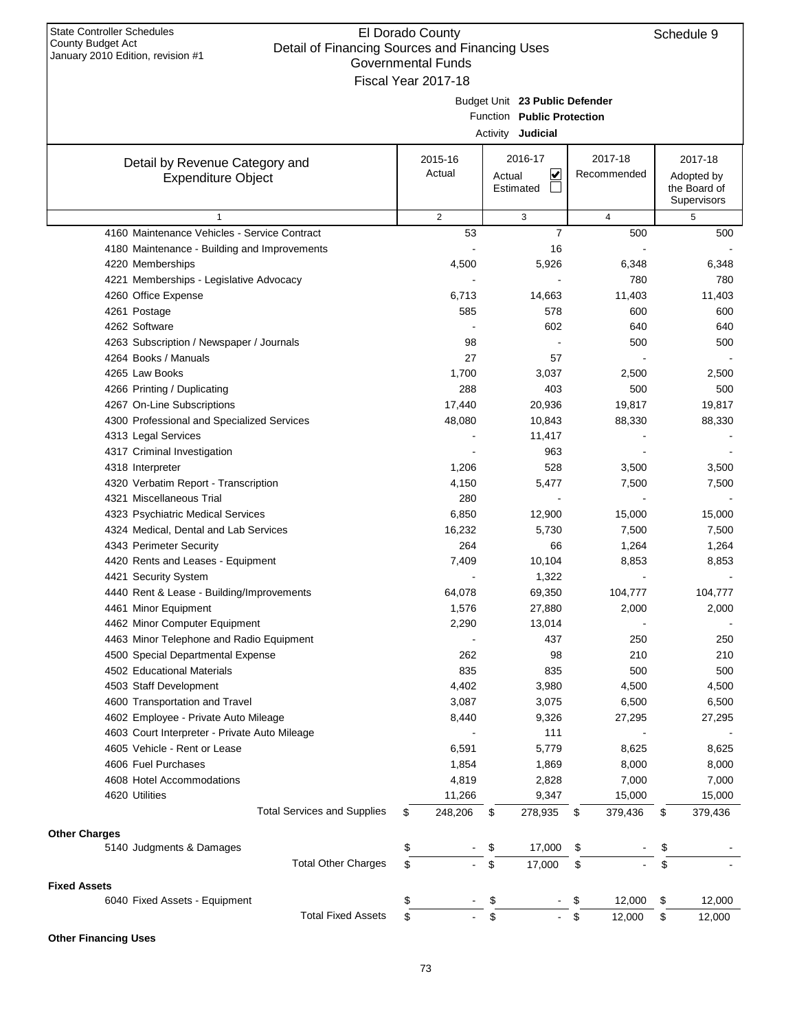State Controller Schedules
County Budget Act
January 2010 Edition, revision #1

# El Dorado County
## Detail of Financing Sources and Financing Uses
### Governmental Funds
### Fiscal Year 2017-18

Schedule 9

Budget Unit **23 Public Defender**
Function **Public Protection**
Activity **Judicial**

| Detail by Revenue Category and Expenditure Object | 2015-16 Actual | 2016-17 Actual ☑ Estimated ☐ | 2017-18 Recommended | 2017-18 Adopted by the Board of Supervisors |
|---|---|---|---|---|
| 1 | 2 | 3 | 4 | 5 |
| 4160 Maintenance Vehicles - Service Contract | 53 | 7 | 500 | 500 |
| 4180 Maintenance - Building and Improvements | - | 16 | - | - |
| 4220 Memberships | 4,500 | 5,926 | 6,348 | 6,348 |
| 4221 Memberships - Legislative Advocacy | - | - | 780 | 780 |
| 4260 Office Expense | 6,713 | 14,663 | 11,403 | 11,403 |
| 4261 Postage | 585 | 578 | 600 | 600 |
| 4262 Software | - | 602 | 640 | 640 |
| 4263 Subscription / Newspaper / Journals | 98 | - | 500 | 500 |
| 4264 Books / Manuals | 27 | 57 | - | - |
| 4265 Law Books | 1,700 | 3,037 | 2,500 | 2,500 |
| 4266 Printing / Duplicating | 288 | 403 | 500 | 500 |
| 4267 On-Line Subscriptions | 17,440 | 20,936 | 19,817 | 19,817 |
| 4300 Professional and Specialized Services | 48,080 | 10,843 | 88,330 | 88,330 |
| 4313 Legal Services | - | 11,417 | - | - |
| 4317 Criminal Investigation | - | 963 | - | - |
| 4318 Interpreter | 1,206 | 528 | 3,500 | 3,500 |
| 4320 Verbatim Report - Transcription | 4,150 | 5,477 | 7,500 | 7,500 |
| 4321 Miscellaneous Trial | 280 | - | - | - |
| 4323 Psychiatric Medical Services | 6,850 | 12,900 | 15,000 | 15,000 |
| 4324 Medical, Dental and Lab Services | 16,232 | 5,730 | 7,500 | 7,500 |
| 4343 Perimeter Security | 264 | 66 | 1,264 | 1,264 |
| 4420 Rents and Leases - Equipment | 7,409 | 10,104 | 8,853 | 8,853 |
| 4421 Security System | - | 1,322 | - | - |
| 4440 Rent & Lease - Building/Improvements | 64,078 | 69,350 | 104,777 | 104,777 |
| 4461 Minor Equipment | 1,576 | 27,880 | 2,000 | 2,000 |
| 4462 Minor Computer Equipment | 2,290 | 13,014 | - | - |
| 4463 Minor Telephone and Radio Equipment | - | 437 | 250 | 250 |
| 4500 Special Departmental Expense | 262 | 98 | 210 | 210 |
| 4502 Educational Materials | 835 | 835 | 500 | 500 |
| 4503 Staff Development | 4,402 | 3,980 | 4,500 | 4,500 |
| 4600 Transportation and Travel | 3,087 | 3,075 | 6,500 | 6,500 |
| 4602 Employee - Private Auto Mileage | 8,440 | 9,326 | 27,295 | 27,295 |
| 4603 Court Interpreter - Private Auto Mileage | - | 111 | - | - |
| 4605 Vehicle - Rent or Lease | 6,591 | 5,779 | 8,625 | 8,625 |
| 4606 Fuel Purchases | 1,854 | 1,869 | 8,000 | 8,000 |
| 4608 Hotel Accommodations | 4,819 | 2,828 | 7,000 | 7,000 |
| 4620 Utilities | 11,266 | 9,347 | 15,000 | 15,000 |
| Total Services and Supplies | $ 248,206 | $ 278,935 | $ 379,436 | $ 379,436 |
| **Other Charges** | | | | |
| 5140 Judgments & Damages | $ - | $ 17,000 | $ - | $ - |
| Total Other Charges | $ - | $ 17,000 | $ - | $ - |
| **Fixed Assets** | | | | |
| 6040 Fixed Assets - Equipment | $ - | $ - | $ 12,000 | $ 12,000 |
| Total Fixed Assets | $ - | $ - | $ 12,000 | $ 12,000 |
| **Other Financing Uses** | | | | |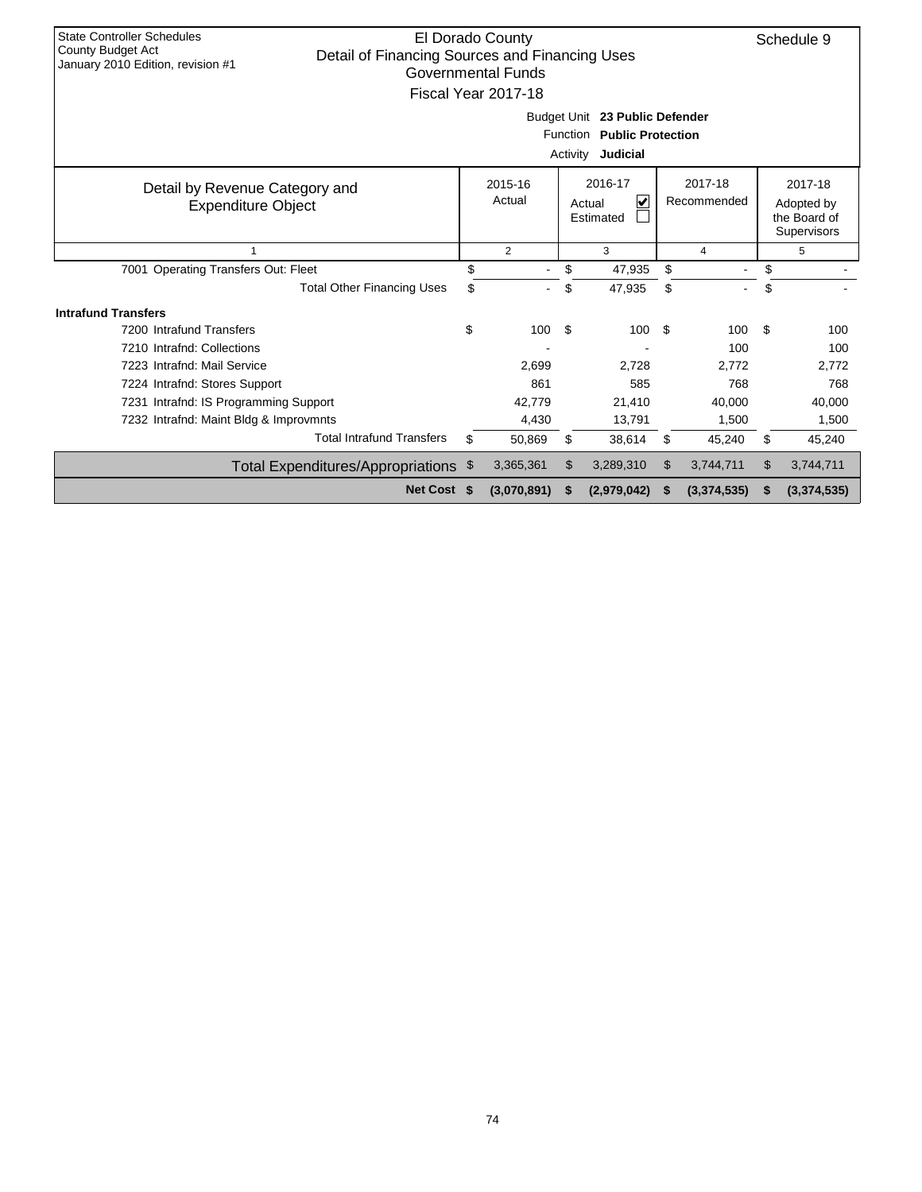State Controller Schedules
County Budget Act
January 2010 Edition, revision #1

# El Dorado County
## Detail of Financing Sources and Financing Uses
### Governmental Funds
### Fiscal Year 2017-18

Schedule 9

Budget Unit **23 Public Defender**
Function **Public Protection**
Activity **Judicial**

| Detail by Revenue Category and Expenditure Object | 2015-16 Actual | 2016-17 Actual ☑ Estimated ☐ | 2017-18 Recommended | 2017-18 Adopted by the Board of Supervisors |
|---|---|---|---|---|
| 1 | 2 | 3 | 4 | 5 |
| 7001 Operating Transfers Out: Fleet | $ - | $ 47,935 | $ - | $ - |
| Total Other Financing Uses | $ - | $ 47,935 | $ - | $ - |
| **Intrafund Transfers** | | | | |
| 7200 Intrafund Transfers | $ 100 | $ 100 | $ 100 | $ 100 |
| 7210 Intrafnd: Collections | - | - | 100 | 100 |
| 7223 Intrafnd: Mail Service | 2,699 | 2,728 | 2,772 | 2,772 |
| 7224 Intrafnd: Stores Support | 861 | 585 | 768 | 768 |
| 7231 Intrafnd: IS Programming Support | 42,779 | 21,410 | 40,000 | 40,000 |
| 7232 Intrafnd: Maint Bldg & Improvmnts | 4,430 | 13,791 | 1,500 | 1,500 |
| Total Intrafund Transfers | $ 50,869 | $ 38,614 | $ 45,240 | $ 45,240 |
| Total Expenditures/Appropriations | $ 3,365,361 | $ 3,289,310 | $ 3,744,711 | $ 3,744,711 |
| **Net Cost** | **$ (3,070,891)** | **$ (2,979,042)** | **$ (3,374,535)** | **$ (3,374,535)** |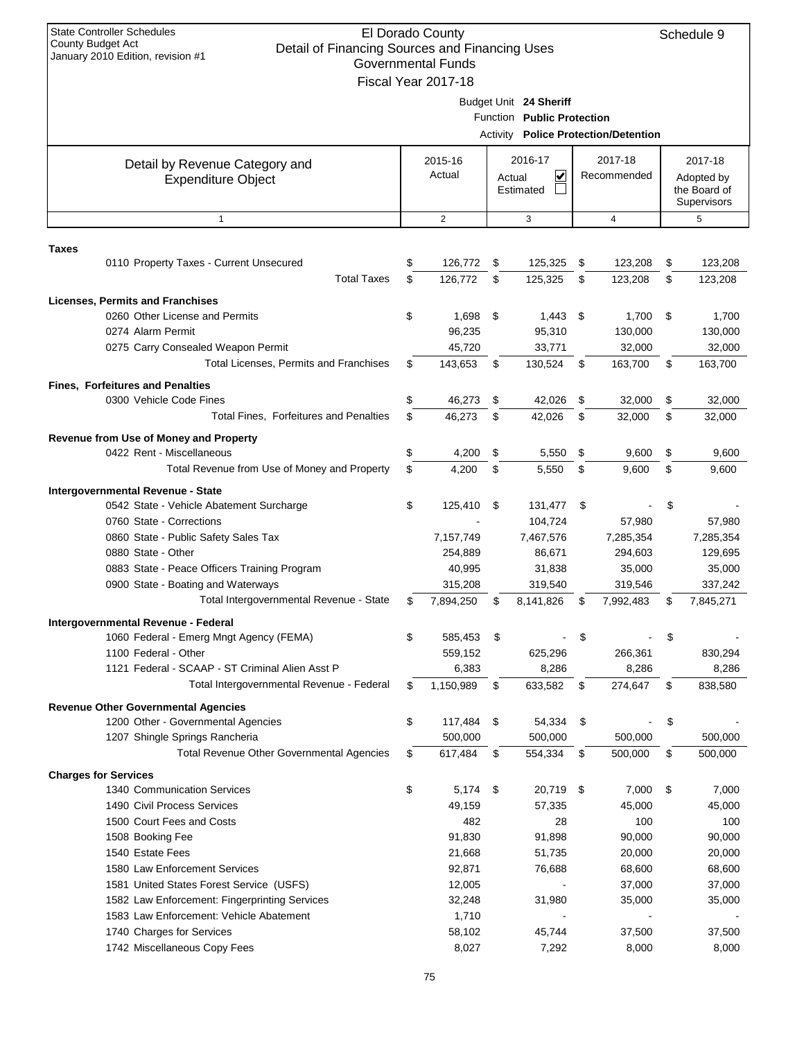State Controller Schedules
County Budget Act
January 2010 Edition, revision #1

# El Dorado County
## Detail of Financing Sources and Financing Uses
### Governmental Funds
### Fiscal Year 2017-18

Schedule 9

Budget Unit **24 Sheriff**
Function **Public Protection**
Activity **Police Protection/Detention**

| Detail by Revenue Category and Expenditure Object | 2015-16 Actual | 2016-17 Actual ☑ Estimated ☐ | 2017-18 Recommended | 2017-18 Adopted by the Board of Supervisors |
|---|---|---|---|---|
| 1 | 2 | 3 | 4 | 5 |
| **Taxes** | | | | |
| 0110 Property Taxes - Current Unsecured | $ 126,772 | $ 125,325 | $ 123,208 | $ 123,208 |
| Total Taxes | $ 126,772 | $ 125,325 | $ 123,208 | $ 123,208 |
| **Licenses, Permits and Franchises** | | | | |
| 0260 Other License and Permits | $ 1,698 | $ 1,443 | $ 1,700 | $ 1,700 |
| 0274 Alarm Permit | 96,235 | 95,310 | 130,000 | 130,000 |
| 0275 Carry Consealed Weapon Permit | 45,720 | 33,771 | 32,000 | 32,000 |
| Total Licenses, Permits and Franchises | $ 143,653 | $ 130,524 | $ 163,700 | $ 163,700 |
| **Fines, Forfeitures and Penalties** | | | | |
| 0300 Vehicle Code Fines | $ 46,273 | $ 42,026 | $ 32,000 | $ 32,000 |
| Total Fines, Forfeitures and Penalties | $ 46,273 | $ 42,026 | $ 32,000 | $ 32,000 |
| **Revenue from Use of Money and Property** | | | | |
| 0422 Rent - Miscellaneous | $ 4,200 | $ 5,550 | $ 9,600 | $ 9,600 |
| Total Revenue from Use of Money and Property | $ 4,200 | $ 5,550 | $ 9,600 | $ 9,600 |
| **Intergovernmental Revenue - State** | | | | |
| 0542 State - Vehicle Abatement Surcharge | $ 125,410 | $ 131,477 | $ - | $ - |
| 0760 State - Corrections | - | 104,724 | 57,980 | 57,980 |
| 0860 State - Public Safety Sales Tax | 7,157,749 | 7,467,576 | 7,285,354 | 7,285,354 |
| 0880 State - Other | 254,889 | 86,671 | 294,603 | 129,695 |
| 0883 State - Peace Officers Training Program | 40,995 | 31,838 | 35,000 | 35,000 |
| 0900 State - Boating and Waterways | 315,208 | 319,540 | 319,546 | 337,242 |
| Total Intergovernmental Revenue - State | $ 7,894,250 | $ 8,141,826 | $ 7,992,483 | $ 7,845,271 |
| **Intergovernmental Revenue - Federal** | | | | |
| 1060 Federal - Emerg Mngt Agency (FEMA) | $ 585,453 | $ - | $ - | $ - |
| 1100 Federal - Other | 559,152 | 625,296 | 266,361 | 830,294 |
| 1121 Federal - SCAAP - ST Criminal Alien Asst P | 6,383 | 8,286 | 8,286 | 8,286 |
| Total Intergovernmental Revenue - Federal | $ 1,150,989 | $ 633,582 | $ 274,647 | $ 838,580 |
| **Revenue Other Governmental Agencies** | | | | |
| 1200 Other - Governmental Agencies | $ 117,484 | $ 54,334 | $ - | $ - |
| 1207 Shingle Springs Rancheria | 500,000 | 500,000 | 500,000 | 500,000 |
| Total Revenue Other Governmental Agencies | $ 617,484 | $ 554,334 | $ 500,000 | $ 500,000 |
| **Charges for Services** | | | | |
| 1340 Communication Services | $ 5,174 | $ 20,719 | $ 7,000 | $ 7,000 |
| 1490 Civil Process Services | 49,159 | 57,335 | 45,000 | 45,000 |
| 1500 Court Fees and Costs | 482 | 28 | 100 | 100 |
| 1508 Booking Fee | 91,830 | 91,898 | 90,000 | 90,000 |
| 1540 Estate Fees | 21,668 | 51,735 | 20,000 | 20,000 |
| 1580 Law Enforcement Services | 92,871 | 76,688 | 68,600 | 68,600 |
| 1581 United States Forest Service (USFS) | 12,005 | - | 37,000 | 37,000 |
| 1582 Law Enforcement: Fingerprinting Services | 32,248 | 31,980 | 35,000 | 35,000 |
| 1583 Law Enforcement: Vehicle Abatement | 1,710 | - | - | - |
| 1740 Charges for Services | 58,102 | 45,744 | 37,500 | 37,500 |
| 1742 Miscellaneous Copy Fees | 8,027 | 7,292 | 8,000 | 8,000 |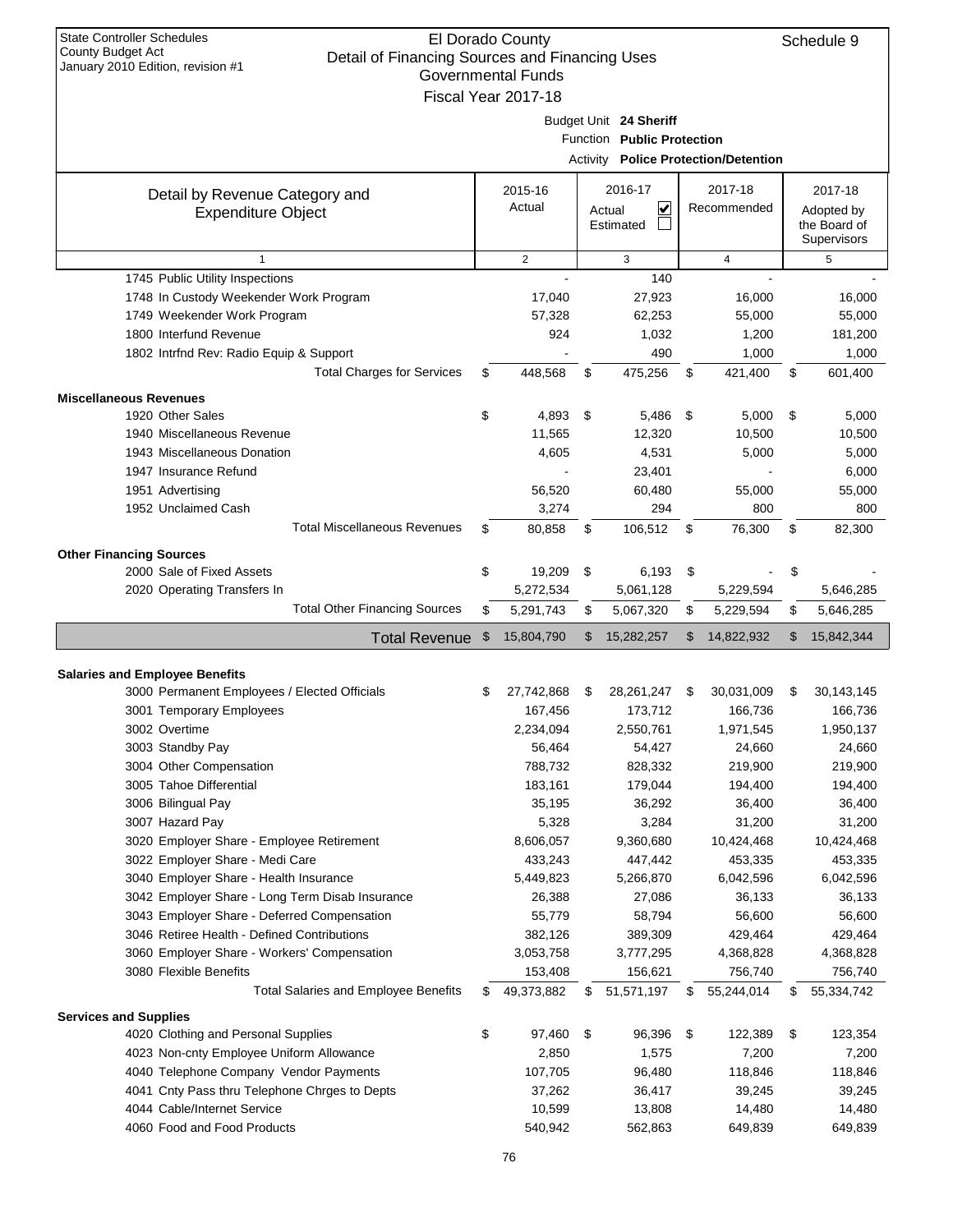State Controller Schedules
County Budget Act
January 2010 Edition, revision #1

# El Dorado County
## Detail of Financing Sources and Financing Uses
### Governmental Funds
### Fiscal Year 2017-18

Schedule 9

Budget Unit **24 Sheriff**
Function **Public Protection**
Activity **Police Protection/Detention**

| Detail by Revenue Category and Expenditure Object | 2015-16 Actual | 2016-17 Actual ☑ Estimated ☐ | 2017-18 Recommended | 2017-18 Adopted by the Board of Supervisors |
|---|---|---|---|---|
| 1 | 2 | 3 | 4 | 5 |
| 1745 Public Utility Inspections | - | 140 | - | - |
| 1748 In Custody Weekender Work Program | 17,040 | 27,923 | 16,000 | 16,000 |
| 1749 Weekender Work Program | 57,328 | 62,253 | 55,000 | 55,000 |
| 1800 Interfund Revenue | 924 | 1,032 | 1,200 | 181,200 |
| 1802 Intrfnd Rev: Radio Equip & Support | - | 490 | 1,000 | 1,000 |
| Total Charges for Services | $ 448,568 | $ 475,256 | $ 421,400 | $ 601,400 |
| **Miscellaneous Revenues** | | | | |
| 1920 Other Sales | $ 4,893 | $ 5,486 | $ 5,000 | $ 5,000 |
| 1940 Miscellaneous Revenue | 11,565 | 12,320 | 10,500 | 10,500 |
| 1943 Miscellaneous Donation | 4,605 | 4,531 | 5,000 | 5,000 |
| 1947 Insurance Refund | - | 23,401 | - | 6,000 |
| 1951 Advertising | 56,520 | 60,480 | 55,000 | 55,000 |
| 1952 Unclaimed Cash | 3,274 | 294 | 800 | 800 |
| Total Miscellaneous Revenues | $ 80,858 | $ 106,512 | $ 76,300 | $ 82,300 |
| **Other Financing Sources** | | | | |
| 2000 Sale of Fixed Assets | $ 19,209 | $ 6,193 | $ - | $ - |
| 2020 Operating Transfers In | 5,272,534 | 5,061,128 | 5,229,594 | 5,646,285 |
| Total Other Financing Sources | $ 5,291,743 | $ 5,067,320 | $ 5,229,594 | $ 5,646,285 |
| **Total Revenue** | $ 15,804,790 | $ 15,282,257 | $ 14,822,932 | $ 15,842,344 |
| **Salaries and Employee Benefits** | | | | |
| 3000 Permanent Employees / Elected Officials | $ 27,742,868 | $ 28,261,247 | $ 30,031,009 | $ 30,143,145 |
| 3001 Temporary Employees | 167,456 | 173,712 | 166,736 | 166,736 |
| 3002 Overtime | 2,234,094 | 2,550,761 | 1,971,545 | 1,950,137 |
| 3003 Standby Pay | 56,464 | 54,427 | 24,660 | 24,660 |
| 3004 Other Compensation | 788,732 | 828,332 | 219,900 | 219,900 |
| 3005 Tahoe Differential | 183,161 | 179,044 | 194,400 | 194,400 |
| 3006 Bilingual Pay | 35,195 | 36,292 | 36,400 | 36,400 |
| 3007 Hazard Pay | 5,328 | 3,284 | 31,200 | 31,200 |
| 3020 Employer Share - Employee Retirement | 8,606,057 | 9,360,680 | 10,424,468 | 10,424,468 |
| 3022 Employer Share - Medi Care | 433,243 | 447,442 | 453,335 | 453,335 |
| 3040 Employer Share - Health Insurance | 5,449,823 | 5,266,870 | 6,042,596 | 6,042,596 |
| 3042 Employer Share - Long Term Disab Insurance | 26,388 | 27,086 | 36,133 | 36,133 |
| 3043 Employer Share - Deferred Compensation | 55,779 | 58,794 | 56,600 | 56,600 |
| 3046 Retiree Health - Defined Contributions | 382,126 | 389,309 | 429,464 | 429,464 |
| 3060 Employer Share - Workers' Compensation | 3,053,758 | 3,777,295 | 4,368,828 | 4,368,828 |
| 3080 Flexible Benefits | 153,408 | 156,621 | 756,740 | 756,740 |
| Total Salaries and Employee Benefits | $ 49,373,882 | $ 51,571,197 | $ 55,244,014 | $ 55,334,742 |
| **Services and Supplies** | | | | |
| 4020 Clothing and Personal Supplies | $ 97,460 | $ 96,396 | $ 122,389 | $ 123,354 |
| 4023 Non-cnty Employee Uniform Allowance | 2,850 | 1,575 | 7,200 | 7,200 |
| 4040 Telephone Company Vendor Payments | 107,705 | 96,480 | 118,846 | 118,846 |
| 4041 Cnty Pass thru Telephone Chrges to Depts | 37,262 | 36,417 | 39,245 | 39,245 |
| 4044 Cable/Internet Service | 10,599 | 13,808 | 14,480 | 14,480 |
| 4060 Food and Food Products | 540,942 | 562,863 | 649,839 | 649,839 |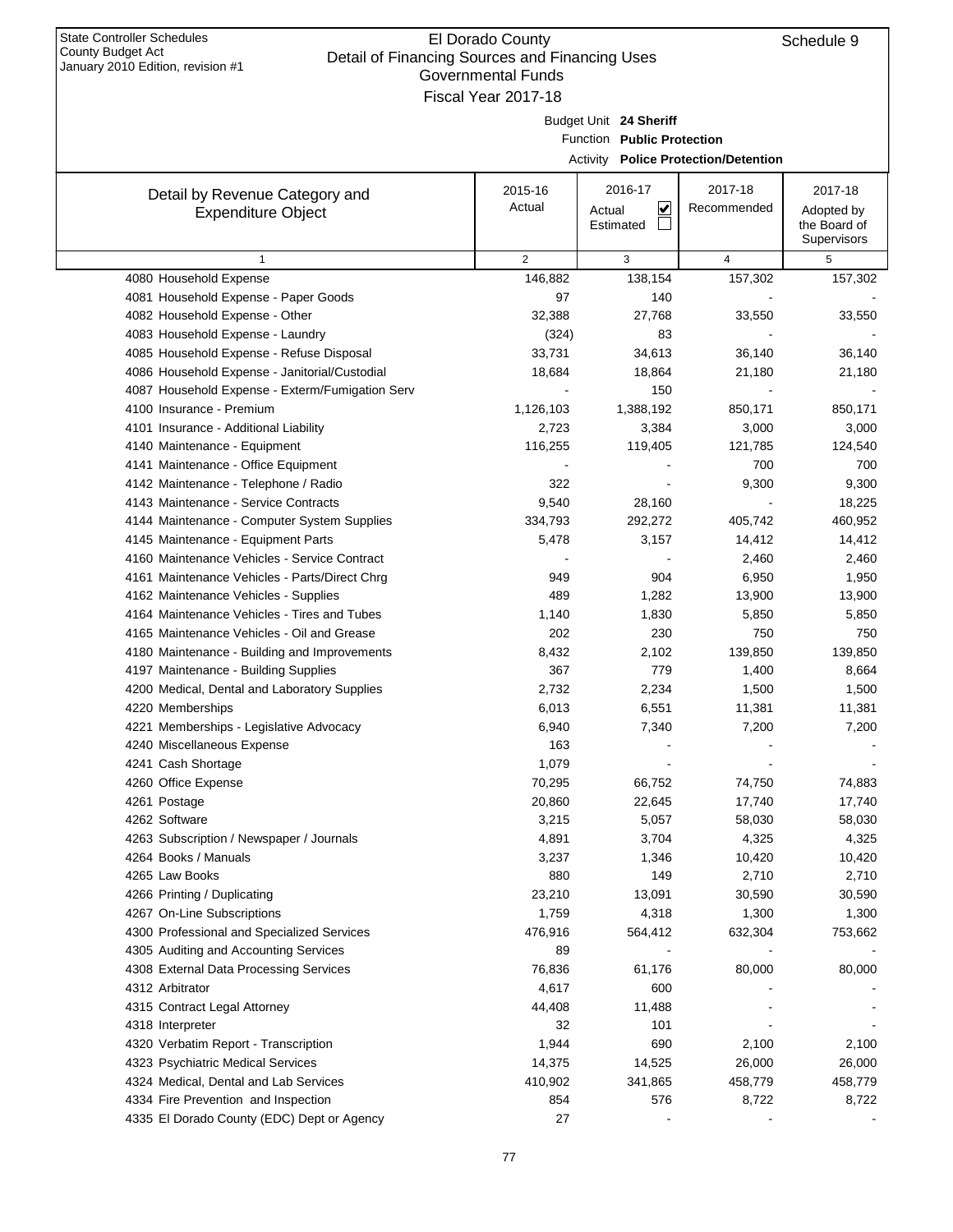State Controller Schedules
County Budget Act
January 2010 Edition, revision #1

# El Dorado County
## Detail of Financing Sources and Financing Uses
### Governmental Funds
### Fiscal Year 2017-18

Schedule 9

Budget Unit **24 Sheriff**
Function **Public Protection**
Activity **Police Protection/Detention**

| Detail by Revenue Category and Expenditure Object | 2015-16 Actual | 2016-17 Actual ☑ Estimated ☐ | 2017-18 Recommended | 2017-18 Adopted by the Board of Supervisors |
|---|---|---|---|---|
| 1 | 2 | 3 | 4 | 5 |
| 4080 Household Expense | 146,882 | 138,154 | 157,302 | 157,302 |
| 4081 Household Expense - Paper Goods | 97 | 140 | - | - |
| 4082 Household Expense - Other | 32,388 | 27,768 | 33,550 | 33,550 |
| 4083 Household Expense - Laundry | (324) | 83 | - | - |
| 4085 Household Expense - Refuse Disposal | 33,731 | 34,613 | 36,140 | 36,140 |
| 4086 Household Expense - Janitorial/Custodial | 18,684 | 18,864 | 21,180 | 21,180 |
| 4087 Household Expense - Exterm/Fumigation Serv | - | 150 | - | - |
| 4100 Insurance - Premium | 1,126,103 | 1,388,192 | 850,171 | 850,171 |
| 4101 Insurance - Additional Liability | 2,723 | 3,384 | 3,000 | 3,000 |
| 4140 Maintenance - Equipment | 116,255 | 119,405 | 121,785 | 124,540 |
| 4141 Maintenance - Office Equipment | - | - | 700 | 700 |
| 4142 Maintenance - Telephone / Radio | 322 | - | 9,300 | 9,300 |
| 4143 Maintenance - Service Contracts | 9,540 | 28,160 | - | 18,225 |
| 4144 Maintenance - Computer System Supplies | 334,793 | 292,272 | 405,742 | 460,952 |
| 4145 Maintenance - Equipment Parts | 5,478 | 3,157 | 14,412 | 14,412 |
| 4160 Maintenance Vehicles - Service Contract | - | - | 2,460 | 2,460 |
| 4161 Maintenance Vehicles - Parts/Direct Chrg | 949 | 904 | 6,950 | 1,950 |
| 4162 Maintenance Vehicles - Supplies | 489 | 1,282 | 13,900 | 13,900 |
| 4164 Maintenance Vehicles - Tires and Tubes | 1,140 | 1,830 | 5,850 | 5,850 |
| 4165 Maintenance Vehicles - Oil and Grease | 202 | 230 | 750 | 750 |
| 4180 Maintenance - Building and Improvements | 8,432 | 2,102 | 139,850 | 139,850 |
| 4197 Maintenance - Building Supplies | 367 | 779 | 1,400 | 8,664 |
| 4200 Medical, Dental and Laboratory Supplies | 2,732 | 2,234 | 1,500 | 1,500 |
| 4220 Memberships | 6,013 | 6,551 | 11,381 | 11,381 |
| 4221 Memberships - Legislative Advocacy | 6,940 | 7,340 | 7,200 | 7,200 |
| 4240 Miscellaneous Expense | 163 | - | - | - |
| 4241 Cash Shortage | 1,079 | - | - | - |
| 4260 Office Expense | 70,295 | 66,752 | 74,750 | 74,883 |
| 4261 Postage | 20,860 | 22,645 | 17,740 | 17,740 |
| 4262 Software | 3,215 | 5,057 | 58,030 | 58,030 |
| 4263 Subscription / Newspaper / Journals | 4,891 | 3,704 | 4,325 | 4,325 |
| 4264 Books / Manuals | 3,237 | 1,346 | 10,420 | 10,420 |
| 4265 Law Books | 880 | 149 | 2,710 | 2,710 |
| 4266 Printing / Duplicating | 23,210 | 13,091 | 30,590 | 30,590 |
| 4267 On-Line Subscriptions | 1,759 | 4,318 | 1,300 | 1,300 |
| 4300 Professional and Specialized Services | 476,916 | 564,412 | 632,304 | 753,662 |
| 4305 Auditing and Accounting Services | 89 | - | - | - |
| 4308 External Data Processing Services | 76,836 | 61,176 | 80,000 | 80,000 |
| 4312 Arbitrator | 4,617 | 600 | - | - |
| 4315 Contract Legal Attorney | 44,408 | 11,488 | - | - |
| 4318 Interpreter | 32 | 101 | - | - |
| 4320 Verbatim Report - Transcription | 1,944 | 690 | 2,100 | 2,100 |
| 4323 Psychiatric Medical Services | 14,375 | 14,525 | 26,000 | 26,000 |
| 4324 Medical, Dental and Lab Services | 410,902 | 341,865 | 458,779 | 458,779 |
| 4334 Fire Prevention and Inspection | 854 | 576 | 8,722 | 8,722 |
| 4335 El Dorado County (EDC) Dept or Agency | 27 | - | - | - |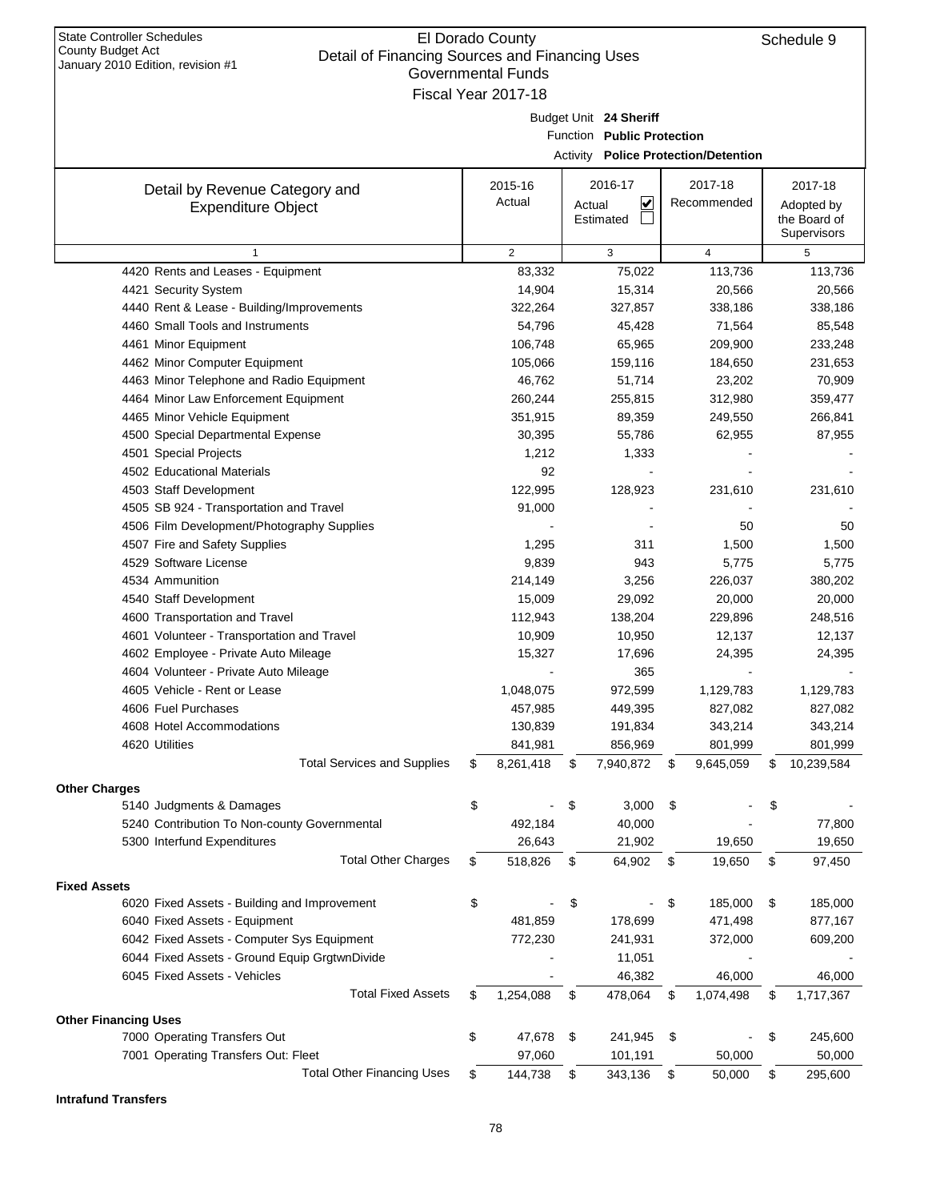State Controller Schedules
County Budget Act
January 2010 Edition, revision #1

# El Dorado County
## Detail of Financing Sources and Financing Uses
### Governmental Funds
### Fiscal Year 2017-18

Schedule 9

Budget Unit **24 Sheriff**
Function **Public Protection**
Activity **Police Protection/Detention**

| Detail by Revenue Category and Expenditure Object | 2015-16 Actual | 2016-17 Actual ☑ Estimated ☐ | 2017-18 Recommended | 2017-18 Adopted by the Board of Supervisors |
|---|---|---|---|---|
| 1 | 2 | 3 | 4 | 5 |
| 4420 Rents and Leases - Equipment | 83,332 | 75,022 | 113,736 | 113,736 |
| 4421 Security System | 14,904 | 15,314 | 20,566 | 20,566 |
| 4440 Rent & Lease - Building/Improvements | 322,264 | 327,857 | 338,186 | 338,186 |
| 4460 Small Tools and Instruments | 54,796 | 45,428 | 71,564 | 85,548 |
| 4461 Minor Equipment | 106,748 | 65,965 | 209,900 | 233,248 |
| 4462 Minor Computer Equipment | 105,066 | 159,116 | 184,650 | 231,653 |
| 4463 Minor Telephone and Radio Equipment | 46,762 | 51,714 | 23,202 | 70,909 |
| 4464 Minor Law Enforcement Equipment | 260,244 | 255,815 | 312,980 | 359,477 |
| 4465 Minor Vehicle Equipment | 351,915 | 89,359 | 249,550 | 266,841 |
| 4500 Special Departmental Expense | 30,395 | 55,786 | 62,955 | 87,955 |
| 4501 Special Projects | 1,212 | 1,333 | - | - |
| 4502 Educational Materials | 92 | - | - | - |
| 4503 Staff Development | 122,995 | 128,923 | 231,610 | 231,610 |
| 4505 SB 924 - Transportation and Travel | 91,000 | - | - | - |
| 4506 Film Development/Photography Supplies | - | - | 50 | 50 |
| 4507 Fire and Safety Supplies | 1,295 | 311 | 1,500 | 1,500 |
| 4529 Software License | 9,839 | 943 | 5,775 | 5,775 |
| 4534 Ammunition | 214,149 | 3,256 | 226,037 | 380,202 |
| 4540 Staff Development | 15,009 | 29,092 | 20,000 | 20,000 |
| 4600 Transportation and Travel | 112,943 | 138,204 | 229,896 | 248,516 |
| 4601 Volunteer - Transportation and Travel | 10,909 | 10,950 | 12,137 | 12,137 |
| 4602 Employee - Private Auto Mileage | 15,327 | 17,696 | 24,395 | 24,395 |
| 4604 Volunteer - Private Auto Mileage | - | 365 | - | - |
| 4605 Vehicle - Rent or Lease | 1,048,075 | 972,599 | 1,129,783 | 1,129,783 |
| 4606 Fuel Purchases | 457,985 | 449,395 | 827,082 | 827,082 |
| 4608 Hotel Accommodations | 130,839 | 191,834 | 343,214 | 343,214 |
| 4620 Utilities | 841,981 | 856,969 | 801,999 | 801,999 |
| Total Services and Supplies | $ 8,261,418 | $ 7,940,872 | $ 9,645,059 | $ 10,239,584 |
| **Other Charges** | | | | |
| 5140 Judgments & Damages | $ - | $ 3,000 | $ - | $ - |
| 5240 Contribution To Non-county Governmental | 492,184 | 40,000 | - | 77,800 |
| 5300 Interfund Expenditures | 26,643 | 21,902 | 19,650 | 19,650 |
| Total Other Charges | $ 518,826 | $ 64,902 | $ 19,650 | $ 97,450 |
| **Fixed Assets** | | | | |
| 6020 Fixed Assets - Building and Improvement | $ - | $ - | $ 185,000 | $ 185,000 |
| 6040 Fixed Assets - Equipment | 481,859 | 178,699 | 471,498 | 877,167 |
| 6042 Fixed Assets - Computer Sys Equipment | 772,230 | 241,931 | 372,000 | 609,200 |
| 6044 Fixed Assets - Ground Equip GrgtwnDivide | - | 11,051 | - | - |
| 6045 Fixed Assets - Vehicles | - | 46,382 | 46,000 | 46,000 |
| Total Fixed Assets | $ 1,254,088 | $ 478,064 | $ 1,074,498 | $ 1,717,367 |
| **Other Financing Uses** | | | | |
| 7000 Operating Transfers Out | $ 47,678 | $ 241,945 | $ - | $ 245,600 |
| 7001 Operating Transfers Out: Fleet | 97,060 | 101,191 | 50,000 | 50,000 |
| Total Other Financing Uses | $ 144,738 | $ 343,136 | $ 50,000 | $ 295,600 |
| **Intrafund Transfers** | | | | |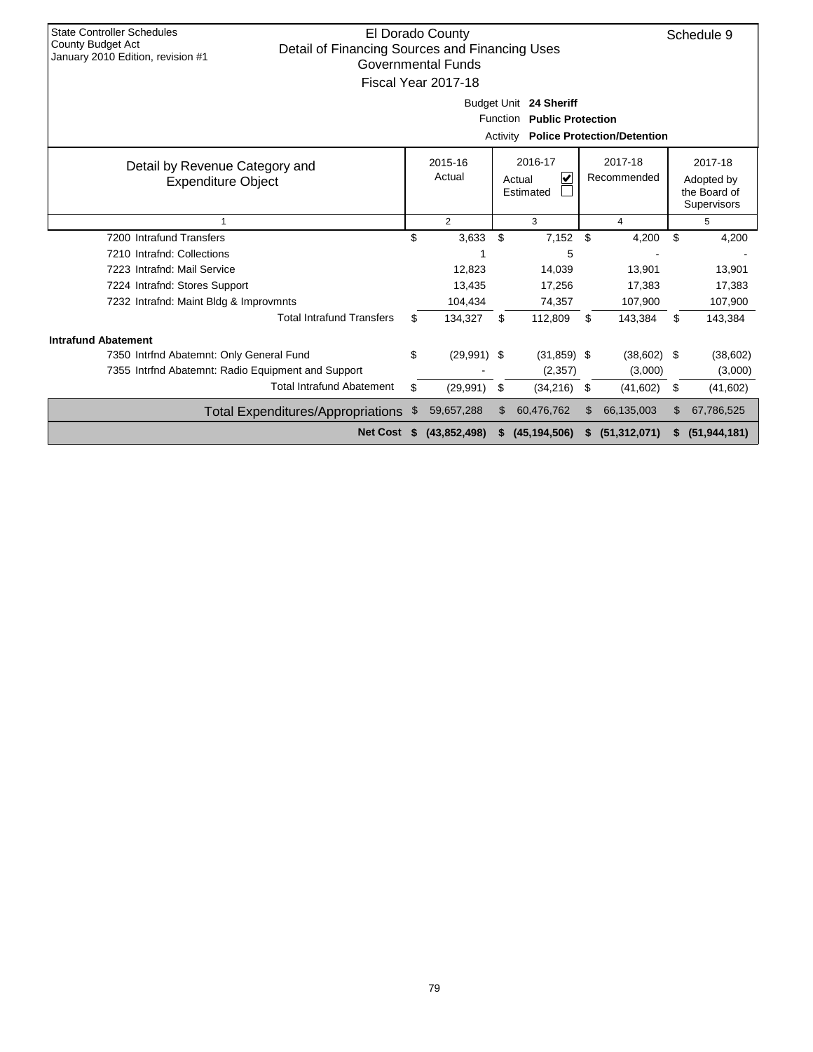State Controller Schedules
County Budget Act
January 2010 Edition, revision #1

# El Dorado County
## Detail of Financing Sources and Financing Uses
### Governmental Funds
### Fiscal Year 2017-18

Schedule 9

Budget Unit **24 Sheriff**
Function **Public Protection**
Activity **Police Protection/Detention**

| Detail by Revenue Category and Expenditure Object | 2015-16 Actual | 2016-17 Actual ☑ Estimated ☐ | 2017-18 Recommended | 2017-18 Adopted by the Board of Supervisors |
|---|---|---|---|---|
| 1 | 2 | 3 | 4 | 5 |
| 7200 Intrafund Transfers | $ 3,633 | $ 7,152 | $ 4,200 | $ 4,200 |
| 7210 Intrafnd: Collections | 1 | 5 | - | - |
| 7223 Intrafnd: Mail Service | 12,823 | 14,039 | 13,901 | 13,901 |
| 7224 Intrafnd: Stores Support | 13,435 | 17,256 | 17,383 | 17,383 |
| 7232 Intrafnd: Maint Bldg & Improvmnts | 104,434 | 74,357 | 107,900 | 107,900 |
| Total Intrafund Transfers | $ 134,327 | $ 112,809 | $ 143,384 | $ 143,384 |
| **Intrafund Abatement** | | | | |
| 7350 Intrfnd Abatemnt: Only General Fund | $ (29,991) | $ (31,859) | $ (38,602) | $ (38,602) |
| 7355 Intrfnd Abatemnt: Radio Equipment and Support | - | (2,357) | (3,000) | (3,000) |
| Total Intrafund Abatement | $ (29,991) | $ (34,216) | $ (41,602) | $ (41,602) |
| Total Expenditures/Appropriations | $ 59,657,288 | $ 60,476,762 | $ 66,135,003 | $ 67,786,525 |
| **Net Cost** | **$ (43,852,498)** | **$ (45,194,506)** | **$ (51,312,071)** | **$ (51,944,181)** |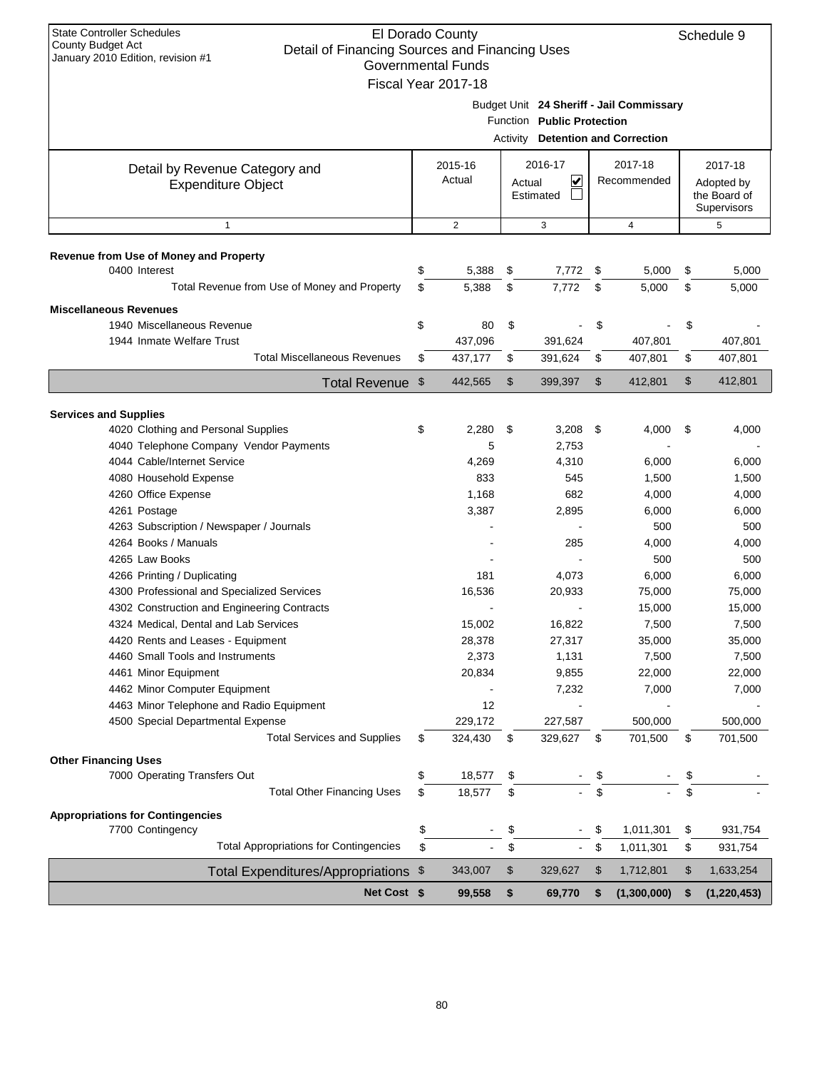State Controller Schedules
County Budget Act
January 2010 Edition, revision #1

# El Dorado County
## Detail of Financing Sources and Financing Uses
### Governmental Funds
### Fiscal Year 2017-18

Schedule 9

Budget Unit **24 Sheriff - Jail Commissary**
Function **Public Protection**
Activity **Detention and Correction**

| Detail by Revenue Category and Expenditure Object | 2015-16 Actual | 2016-17 Actual ☑ Estimated ☐ | 2017-18 Recommended | 2017-18 Adopted by the Board of Supervisors |
|---|---|---|---|---|
| 1 | 2 | 3 | 4 | 5 |
| **Revenue from Use of Money and Property** | | | | |
| 0400 Interest | $ 5,388 | $ 7,772 | $ 5,000 | $ 5,000 |
| Total Revenue from Use of Money and Property | $ 5,388 | $ 7,772 | $ 5,000 | $ 5,000 |
| **Miscellaneous Revenues** | | | | |
| 1940 Miscellaneous Revenue | $ 80 | $ - | $ - | $ - |
| 1944 Inmate Welfare Trust | 437,096 | 391,624 | 407,801 | 407,801 |
| Total Miscellaneous Revenues | $ 437,177 | $ 391,624 | $ 407,801 | $ 407,801 |
| Total Revenue | $ 442,565 | $ 399,397 | $ 412,801 | $ 412,801 |
| **Services and Supplies** | | | | |
| 4020 Clothing and Personal Supplies | $ 2,280 | $ 3,208 | $ 4,000 | $ 4,000 |
| 4040 Telephone Company Vendor Payments | 5 | 2,753 | - | - |
| 4044 Cable/Internet Service | 4,269 | 4,310 | 6,000 | 6,000 |
| 4080 Household Expense | 833 | 545 | 1,500 | 1,500 |
| 4260 Office Expense | 1,168 | 682 | 4,000 | 4,000 |
| 4261 Postage | 3,387 | 2,895 | 6,000 | 6,000 |
| 4263 Subscription / Newspaper / Journals | - | - | 500 | 500 |
| 4264 Books / Manuals | - | 285 | 4,000 | 4,000 |
| 4265 Law Books | - | - | 500 | 500 |
| 4266 Printing / Duplicating | 181 | 4,073 | 6,000 | 6,000 |
| 4300 Professional and Specialized Services | 16,536 | 20,933 | 75,000 | 75,000 |
| 4302 Construction and Engineering Contracts | - | - | 15,000 | 15,000 |
| 4324 Medical, Dental and Lab Services | 15,002 | 16,822 | 7,500 | 7,500 |
| 4420 Rents and Leases - Equipment | 28,378 | 27,317 | 35,000 | 35,000 |
| 4460 Small Tools and Instruments | 2,373 | 1,131 | 7,500 | 7,500 |
| 4461 Minor Equipment | 20,834 | 9,855 | 22,000 | 22,000 |
| 4462 Minor Computer Equipment | - | 7,232 | 7,000 | 7,000 |
| 4463 Minor Telephone and Radio Equipment | 12 | - | - | - |
| 4500 Special Departmental Expense | 229,172 | 227,587 | 500,000 | 500,000 |
| Total Services and Supplies | $ 324,430 | $ 329,627 | $ 701,500 | $ 701,500 |
| **Other Financing Uses** | | | | |
| 7000 Operating Transfers Out | $ 18,577 | $ - | $ - | $ - |
| Total Other Financing Uses | $ 18,577 | $ - | $ - | $ - |
| **Appropriations for Contingencies** | | | | |
| 7700 Contingency | $ - | $ - | $ 1,011,301 | $ 931,754 |
| Total Appropriations for Contingencies | $ - | $ - | $ 1,011,301 | $ 931,754 |
| Total Expenditures/Appropriations | $ 343,007 | $ 329,627 | $ 1,712,801 | $ 1,633,254 |
| **Net Cost** | **$ 99,558** | **$ 69,770** | **$ (1,300,000)** | **$ (1,220,453)** |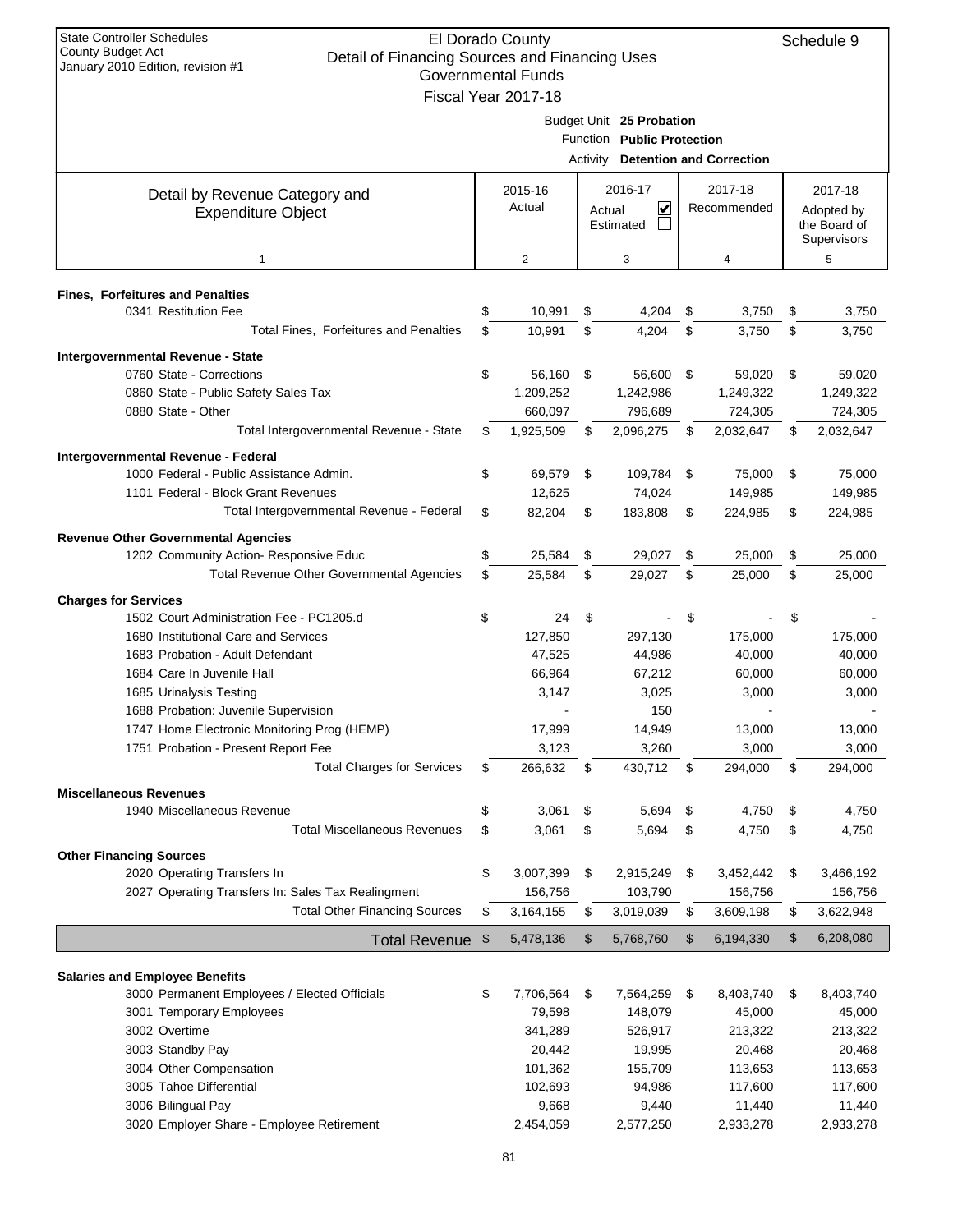State Controller Schedules
County Budget Act
January 2010 Edition, revision #1

# El Dorado County
## Detail of Financing Sources and Financing Uses
### Governmental Funds
### Fiscal Year 2017-18

Schedule 9

Budget Unit **25 Probation**
Function **Public Protection**
Activity **Detention and Correction**

| Detail by Revenue Category and Expenditure Object | 2015-16 Actual | 2016-17 Actual ☑ Estimated ☐ | 2017-18 Recommended | 2017-18 Adopted by the Board of Supervisors |
|---|---|---|---|---|
| 1 | 2 | 3 | 4 | 5 |
| **Fines, Forfeitures and Penalties** | | | | |
| 0341 Restitution Fee | $ 10,991 | $ 4,204 | $ 3,750 | $ 3,750 |
| Total Fines, Forfeitures and Penalties | $ 10,991 | $ 4,204 | $ 3,750 | $ 3,750 |
| **Intergovernmental Revenue - State** | | | | |
| 0760 State - Corrections | $ 56,160 | $ 56,600 | $ 59,020 | $ 59,020 |
| 0860 State - Public Safety Sales Tax | 1,209,252 | 1,242,986 | 1,249,322 | 1,249,322 |
| 0880 State - Other | 660,097 | 796,689 | 724,305 | 724,305 |
| Total Intergovernmental Revenue - State | $ 1,925,509 | $ 2,096,275 | $ 2,032,647 | $ 2,032,647 |
| **Intergovernmental Revenue - Federal** | | | | |
| 1000 Federal - Public Assistance Admin. | $ 69,579 | $ 109,784 | $ 75,000 | $ 75,000 |
| 1101 Federal - Block Grant Revenues | 12,625 | 74,024 | 149,985 | 149,985 |
| Total Intergovernmental Revenue - Federal | $ 82,204 | $ 183,808 | $ 224,985 | $ 224,985 |
| **Revenue Other Governmental Agencies** | | | | |
| 1202 Community Action- Responsive Educ | $ 25,584 | $ 29,027 | $ 25,000 | $ 25,000 |
| Total Revenue Other Governmental Agencies | $ 25,584 | $ 29,027 | $ 25,000 | $ 25,000 |
| **Charges for Services** | | | | |
| 1502 Court Administration Fee - PC1205.d | $ 24 | $ - | $ - | $ - |
| 1680 Institutional Care and Services | 127,850 | 297,130 | 175,000 | 175,000 |
| 1683 Probation - Adult Defendant | 47,525 | 44,986 | 40,000 | 40,000 |
| 1684 Care In Juvenile Hall | 66,964 | 67,212 | 60,000 | 60,000 |
| 1685 Urinalysis Testing | 3,147 | 3,025 | 3,000 | 3,000 |
| 1688 Probation: Juvenile Supervision | - | 150 | - | - |
| 1747 Home Electronic Monitoring Prog (HEMP) | 17,999 | 14,949 | 13,000 | 13,000 |
| 1751 Probation - Present Report Fee | 3,123 | 3,260 | 3,000 | 3,000 |
| Total Charges for Services | $ 266,632 | $ 430,712 | $ 294,000 | $ 294,000 |
| **Miscellaneous Revenues** | | | | |
| 1940 Miscellaneous Revenue | $ 3,061 | $ 5,694 | $ 4,750 | $ 4,750 |
| Total Miscellaneous Revenues | $ 3,061 | $ 5,694 | $ 4,750 | $ 4,750 |
| **Other Financing Sources** | | | | |
| 2020 Operating Transfers In | $ 3,007,399 | $ 2,915,249 | $ 3,452,442 | $ 3,466,192 |
| 2027 Operating Transfers In: Sales Tax Realingment | 156,756 | 103,790 | 156,756 | 156,756 |
| Total Other Financing Sources | $ 3,164,155 | $ 3,019,039 | $ 3,609,198 | $ 3,622,948 |
| **Total Revenue** | $ 5,478,136 | $ 5,768,760 | $ 6,194,330 | $ 6,208,080 |
| **Salaries and Employee Benefits** | | | | |
| 3000 Permanent Employees / Elected Officials | $ 7,706,564 | $ 7,564,259 | $ 8,403,740 | $ 8,403,740 |
| 3001 Temporary Employees | 79,598 | 148,079 | 45,000 | 45,000 |
| 3002 Overtime | 341,289 | 526,917 | 213,322 | 213,322 |
| 3003 Standby Pay | 20,442 | 19,995 | 20,468 | 20,468 |
| 3004 Other Compensation | 101,362 | 155,709 | 113,653 | 113,653 |
| 3005 Tahoe Differential | 102,693 | 94,986 | 117,600 | 117,600 |
| 3006 Bilingual Pay | 9,668 | 9,440 | 11,440 | 11,440 |
| 3020 Employer Share - Employee Retirement | 2,454,059 | 2,577,250 | 2,933,278 | 2,933,278 |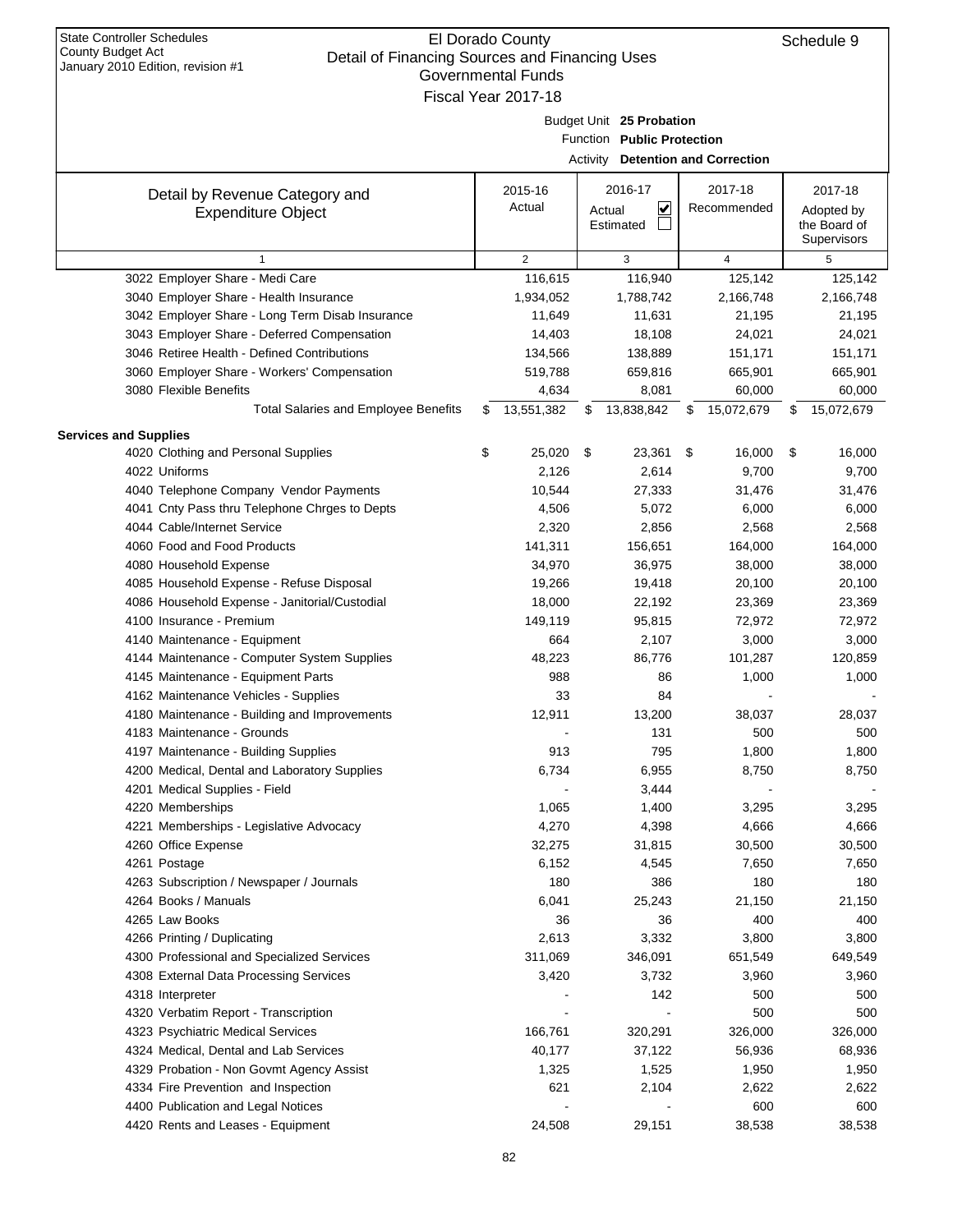State Controller Schedules
County Budget Act
January 2010 Edition, revision #1

# El Dorado County
## Detail of Financing Sources and Financing Uses
### Governmental Funds
### Fiscal Year 2017-18

Schedule 9

Budget Unit **25 Probation**
Function **Public Protection**
Activity **Detention and Correction**

| Detail by Revenue Category and Expenditure Object | 2015-16 Actual | 2016-17 Actual ☑ Estimated ☐ | 2017-18 Recommended | 2017-18 Adopted by the Board of Supervisors |
|---|---|---|---|---|
| 1 | 2 | 3 | 4 | 5 |
| 3022 Employer Share - Medi Care | 116,615 | 116,940 | 125,142 | 125,142 |
| 3040 Employer Share - Health Insurance | 1,934,052 | 1,788,742 | 2,166,748 | 2,166,748 |
| 3042 Employer Share - Long Term Disab Insurance | 11,649 | 11,631 | 21,195 | 21,195 |
| 3043 Employer Share - Deferred Compensation | 14,403 | 18,108 | 24,021 | 24,021 |
| 3046 Retiree Health - Defined Contributions | 134,566 | 138,889 | 151,171 | 151,171 |
| 3060 Employer Share - Workers' Compensation | 519,788 | 659,816 | 665,901 | 665,901 |
| 3080 Flexible Benefits | 4,634 | 8,081 | 60,000 | 60,000 |
| Total Salaries and Employee Benefits | $ 13,551,382 | $ 13,838,842 | $ 15,072,679 | $ 15,072,679 |
| **Services and Supplies** | | | | |
| 4020 Clothing and Personal Supplies | $ 25,020 | $ 23,361 | $ 16,000 | $ 16,000 |
| 4022 Uniforms | 2,126 | 2,614 | 9,700 | 9,700 |
| 4040 Telephone Company Vendor Payments | 10,544 | 27,333 | 31,476 | 31,476 |
| 4041 Cnty Pass thru Telephone Chrges to Depts | 4,506 | 5,072 | 6,000 | 6,000 |
| 4044 Cable/Internet Service | 2,320 | 2,856 | 2,568 | 2,568 |
| 4060 Food and Food Products | 141,311 | 156,651 | 164,000 | 164,000 |
| 4080 Household Expense | 34,970 | 36,975 | 38,000 | 38,000 |
| 4085 Household Expense - Refuse Disposal | 19,266 | 19,418 | 20,100 | 20,100 |
| 4086 Household Expense - Janitorial/Custodial | 18,000 | 22,192 | 23,369 | 23,369 |
| 4100 Insurance - Premium | 149,119 | 95,815 | 72,972 | 72,972 |
| 4140 Maintenance - Equipment | 664 | 2,107 | 3,000 | 3,000 |
| 4144 Maintenance - Computer System Supplies | 48,223 | 86,776 | 101,287 | 120,859 |
| 4145 Maintenance - Equipment Parts | 988 | 86 | 1,000 | 1,000 |
| 4162 Maintenance Vehicles - Supplies | 33 | 84 | - | - |
| 4180 Maintenance - Building and Improvements | 12,911 | 13,200 | 38,037 | 28,037 |
| 4183 Maintenance - Grounds | - | 131 | 500 | 500 |
| 4197 Maintenance - Building Supplies | 913 | 795 | 1,800 | 1,800 |
| 4200 Medical, Dental and Laboratory Supplies | 6,734 | 6,955 | 8,750 | 8,750 |
| 4201 Medical Supplies - Field | - | 3,444 | - | - |
| 4220 Memberships | 1,065 | 1,400 | 3,295 | 3,295 |
| 4221 Memberships - Legislative Advocacy | 4,270 | 4,398 | 4,666 | 4,666 |
| 4260 Office Expense | 32,275 | 31,815 | 30,500 | 30,500 |
| 4261 Postage | 6,152 | 4,545 | 7,650 | 7,650 |
| 4263 Subscription / Newspaper / Journals | 180 | 386 | 180 | 180 |
| 4264 Books / Manuals | 6,041 | 25,243 | 21,150 | 21,150 |
| 4265 Law Books | 36 | 36 | 400 | 400 |
| 4266 Printing / Duplicating | 2,613 | 3,332 | 3,800 | 3,800 |
| 4300 Professional and Specialized Services | 311,069 | 346,091 | 651,549 | 649,549 |
| 4308 External Data Processing Services | 3,420 | 3,732 | 3,960 | 3,960 |
| 4318 Interpreter | - | 142 | 500 | 500 |
| 4320 Verbatim Report - Transcription | - | - | 500 | 500 |
| 4323 Psychiatric Medical Services | 166,761 | 320,291 | 326,000 | 326,000 |
| 4324 Medical, Dental and Lab Services | 40,177 | 37,122 | 56,936 | 68,936 |
| 4329 Probation - Non Govmt Agency Assist | 1,325 | 1,525 | 1,950 | 1,950 |
| 4334 Fire Prevention and Inspection | 621 | 2,104 | 2,622 | 2,622 |
| 4400 Publication and Legal Notices | - | - | 600 | 600 |
| 4420 Rents and Leases - Equipment | 24,508 | 29,151 | 38,538 | 38,538 |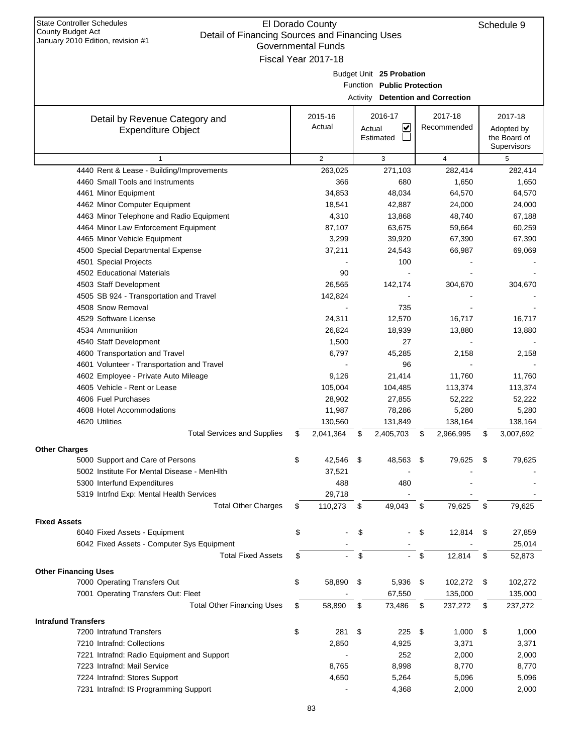State Controller Schedules
County Budget Act
January 2010 Edition, revision #1

El Dorado County
Detail of Financing Sources and Financing Uses
Governmental Funds
Fiscal Year 2017-18

Schedule 9

Budget Unit **25 Probation**
Function **Public Protection**
Activity **Detention and Correction**

| Detail by Revenue Category and Expenditure Object | 2015-16 Actual | 2016-17 Actual ☑ Estimated ☐ | 2017-18 Recommended | 2017-18 Adopted by the Board of Supervisors |
|---|---|---|---|---|
| 1 | 2 | 3 | 4 | 5 |
| 4440 Rent & Lease - Building/Improvements | 263,025 | 271,103 | 282,414 | 282,414 |
| 4460 Small Tools and Instruments | 366 | 680 | 1,650 | 1,650 |
| 4461 Minor Equipment | 34,853 | 48,034 | 64,570 | 64,570 |
| 4462 Minor Computer Equipment | 18,541 | 42,887 | 24,000 | 24,000 |
| 4463 Minor Telephone and Radio Equipment | 4,310 | 13,868 | 48,740 | 67,188 |
| 4464 Minor Law Enforcement Equipment | 87,107 | 63,675 | 59,664 | 60,259 |
| 4465 Minor Vehicle Equipment | 3,299 | 39,920 | 67,390 | 67,390 |
| 4500 Special Departmental Expense | 37,211 | 24,543 | 66,987 | 69,069 |
| 4501 Special Projects | - | 100 | - | - |
| 4502 Educational Materials | 90 | - | - | - |
| 4503 Staff Development | 26,565 | 142,174 | 304,670 | 304,670 |
| 4505 SB 924 - Transportation and Travel | 142,824 | - | - | - |
| 4508 Snow Removal | - | 735 | - | - |
| 4529 Software License | 24,311 | 12,570 | 16,717 | 16,717 |
| 4534 Ammunition | 26,824 | 18,939 | 13,880 | 13,880 |
| 4540 Staff Development | 1,500 | 27 | - | - |
| 4600 Transportation and Travel | 6,797 | 45,285 | 2,158 | 2,158 |
| 4601 Volunteer - Transportation and Travel | - | 96 | - | - |
| 4602 Employee - Private Auto Mileage | 9,126 | 21,414 | 11,760 | 11,760 |
| 4605 Vehicle - Rent or Lease | 105,004 | 104,485 | 113,374 | 113,374 |
| 4606 Fuel Purchases | 28,902 | 27,855 | 52,222 | 52,222 |
| 4608 Hotel Accommodations | 11,987 | 78,286 | 5,280 | 5,280 |
| 4620 Utilities | 130,560 | 131,849 | 138,164 | 138,164 |
| Total Services and Supplies | $ 2,041,364 | $ 2,405,703 | $ 2,966,995 | $ 3,007,692 |
| **Other Charges** | | | | |
| 5000 Support and Care of Persons | $ 42,546 | $ 48,563 | $ 79,625 | $ 79,625 |
| 5002 Institute For Mental Disease - MenHlth | 37,521 | - | - | - |
| 5300 Interfund Expenditures | 488 | 480 | - | - |
| 5319 Intrfnd Exp: Mental Health Services | 29,718 | - | - | - |
| Total Other Charges | $ 110,273 | $ 49,043 | $ 79,625 | $ 79,625 |
| **Fixed Assets** | | | | |
| 6040 Fixed Assets - Equipment | $ - | $ - | $ 12,814 | $ 27,859 |
| 6042 Fixed Assets - Computer Sys Equipment | - | - | - | 25,014 |
| Total Fixed Assets | $ - | $ - | $ 12,814 | $ 52,873 |
| **Other Financing Uses** | | | | |
| 7000 Operating Transfers Out | $ 58,890 | $ 5,936 | $ 102,272 | $ 102,272 |
| 7001 Operating Transfers Out: Fleet | - | 67,550 | 135,000 | 135,000 |
| Total Other Financing Uses | $ 58,890 | $ 73,486 | $ 237,272 | $ 237,272 |
| **Intrafund Transfers** | | | | |
| 7200 Intrafund Transfers | $ 281 | $ 225 | $ 1,000 | $ 1,000 |
| 7210 Intrafnd: Collections | 2,850 | 4,925 | 3,371 | 3,371 |
| 7221 Intrafnd: Radio Equipment and Support | - | 252 | 2,000 | 2,000 |
| 7223 Intrafnd: Mail Service | 8,765 | 8,998 | 8,770 | 8,770 |
| 7224 Intrafnd: Stores Support | 4,650 | 5,264 | 5,096 | 5,096 |
| 7231 Intrafnd: IS Programming Support | - | 4,368 | 2,000 | 2,000 |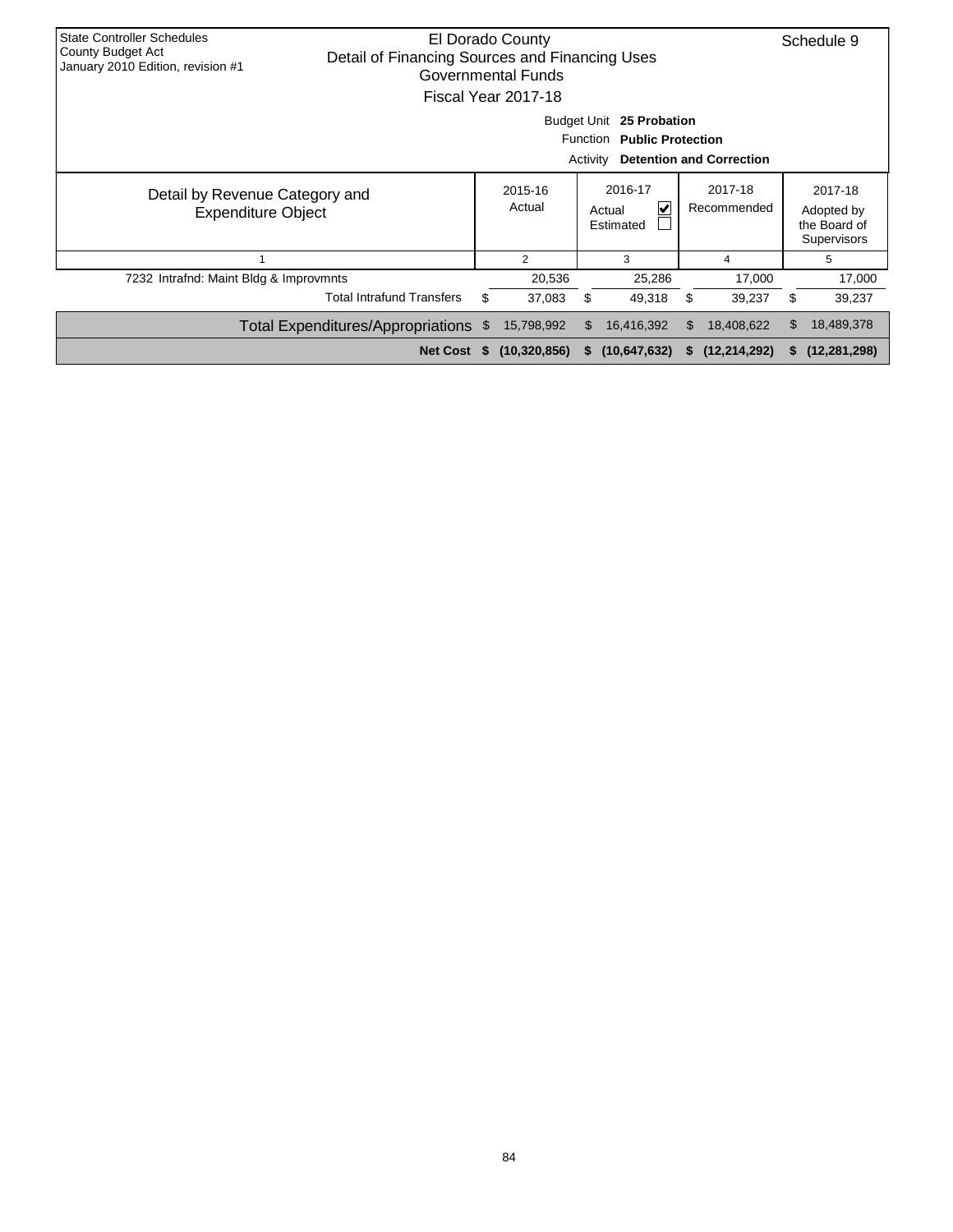State Controller Schedules
County Budget Act
January 2010 Edition, revision #1

# El Dorado County
## Detail of Financing Sources and Financing Uses
### Governmental Funds
### Fiscal Year 2017-18

Schedule 9

Budget Unit **25 Probation**
Function **Public Protection**
Activity **Detention and Correction**

| Detail by Revenue Category and Expenditure Object | 2015-16 Actual | 2016-17 Actual ☑ Estimated ☐ | 2017-18 Recommended | 2017-18 Adopted by the Board of Supervisors |
|---|---|---|---|---|
| 1 | 2 | 3 | 4 | 5 |
| 7232 Intrafnd: Maint Bldg & Improvmnts | 20,536 | 25,286 | 17,000 | 17,000 |
| Total Intrafund Transfers | $ 37,083 | $ 49,318 | $ 39,237 | $ 39,237 |
| Total Expenditures/Appropriations | $ 15,798,992 | $ 16,416,392 | $ 18,408,622 | $ 18,489,378 |
| **Net Cost** | **$ (10,320,856)** | **$ (10,647,632)** | **$ (12,214,292)** | **$ (12,281,298)** |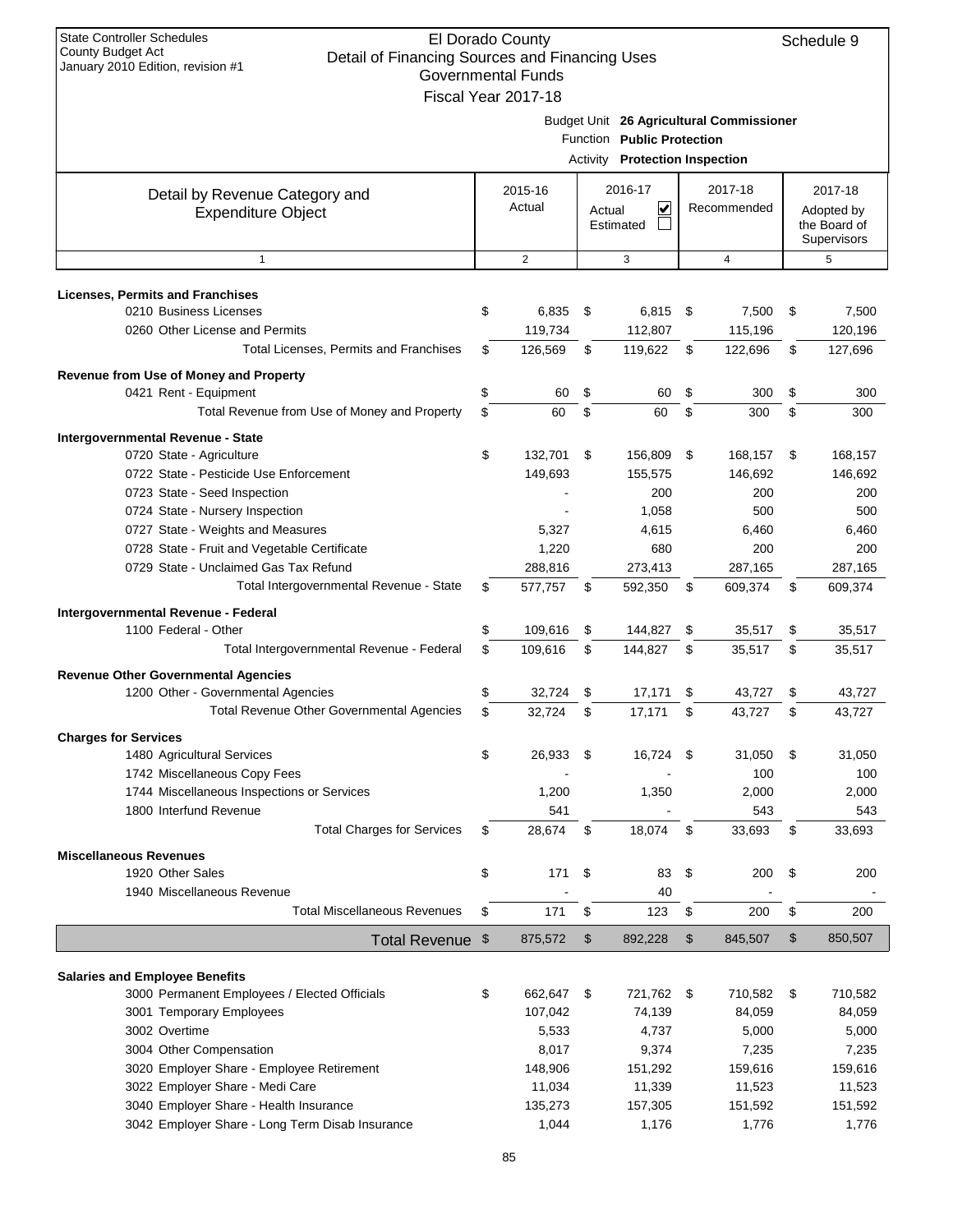State Controller Schedules
County Budget Act
January 2010 Edition, revision #1

# El Dorado County
## Detail of Financing Sources and Financing Uses
### Governmental Funds
### Fiscal Year 2017-18

Schedule 9

Budget Unit **26 Agricultural Commissioner**
Function **Public Protection**
Activity **Protection Inspection**

| Detail by Revenue Category and Expenditure Object | 2015-16 Actual | 2016-17 Actual ☑ Estimated ☐ | 2017-18 Recommended | 2017-18 Adopted by the Board of Supervisors |
|---|---|---|---|---|
| 1 | 2 | 3 | 4 | 5 |
| **Licenses, Permits and Franchises** | | | | |
| 0210 Business Licenses | $ 6,835 | $ 6,815 | $ 7,500 | $ 7,500 |
| 0260 Other License and Permits | 119,734 | 112,807 | 115,196 | 120,196 |
| Total Licenses, Permits and Franchises | $ 126,569 | $ 119,622 | $ 122,696 | $ 127,696 |
| **Revenue from Use of Money and Property** | | | | |
| 0421 Rent - Equipment | $ 60 | $ 60 | $ 300 | $ 300 |
| Total Revenue from Use of Money and Property | $ 60 | $ 60 | $ 300 | $ 300 |
| **Intergovernmental Revenue - State** | | | | |
| 0720 State - Agriculture | $ 132,701 | $ 156,809 | $ 168,157 | $ 168,157 |
| 0722 State - Pesticide Use Enforcement | 149,693 | 155,575 | 146,692 | 146,692 |
| 0723 State - Seed Inspection | - | 200 | 200 | 200 |
| 0724 State - Nursery Inspection | - | 1,058 | 500 | 500 |
| 0727 State - Weights and Measures | 5,327 | 4,615 | 6,460 | 6,460 |
| 0728 State - Fruit and Vegetable Certificate | 1,220 | 680 | 200 | 200 |
| 0729 State - Unclaimed Gas Tax Refund | 288,816 | 273,413 | 287,165 | 287,165 |
| Total Intergovernmental Revenue - State | $ 577,757 | $ 592,350 | $ 609,374 | $ 609,374 |
| **Intergovernmental Revenue - Federal** | | | | |
| 1100 Federal - Other | $ 109,616 | $ 144,827 | $ 35,517 | $ 35,517 |
| Total Intergovernmental Revenue - Federal | $ 109,616 | $ 144,827 | $ 35,517 | $ 35,517 |
| **Revenue Other Governmental Agencies** | | | | |
| 1200 Other - Governmental Agencies | $ 32,724 | $ 17,171 | $ 43,727 | $ 43,727 |
| Total Revenue Other Governmental Agencies | $ 32,724 | $ 17,171 | $ 43,727 | $ 43,727 |
| **Charges for Services** | | | | |
| 1480 Agricultural Services | $ 26,933 | $ 16,724 | $ 31,050 | $ 31,050 |
| 1742 Miscellaneous Copy Fees | - | - | 100 | 100 |
| 1744 Miscellaneous Inspections or Services | 1,200 | 1,350 | 2,000 | 2,000 |
| 1800 Interfund Revenue | 541 | - | 543 | 543 |
| Total Charges for Services | $ 28,674 | $ 18,074 | $ 33,693 | $ 33,693 |
| **Miscellaneous Revenues** | | | | |
| 1920 Other Sales | $ 171 | $ 83 | $ 200 | $ 200 |
| 1940 Miscellaneous Revenue | - | 40 | - | - |
| Total Miscellaneous Revenues | $ 171 | $ 123 | $ 200 | $ 200 |
| **Total Revenue** | $ 875,572 | $ 892,228 | $ 845,507 | $ 850,507 |
| **Salaries and Employee Benefits** | | | | |
| 3000 Permanent Employees / Elected Officials | $ 662,647 | $ 721,762 | $ 710,582 | $ 710,582 |
| 3001 Temporary Employees | 107,042 | 74,139 | 84,059 | 84,059 |
| 3002 Overtime | 5,533 | 4,737 | 5,000 | 5,000 |
| 3004 Other Compensation | 8,017 | 9,374 | 7,235 | 7,235 |
| 3020 Employer Share - Employee Retirement | 148,906 | 151,292 | 159,616 | 159,616 |
| 3022 Employer Share - Medi Care | 11,034 | 11,339 | 11,523 | 11,523 |
| 3040 Employer Share - Health Insurance | 135,273 | 157,305 | 151,592 | 151,592 |
| 3042 Employer Share - Long Term Disab Insurance | 1,044 | 1,176 | 1,776 | 1,776 |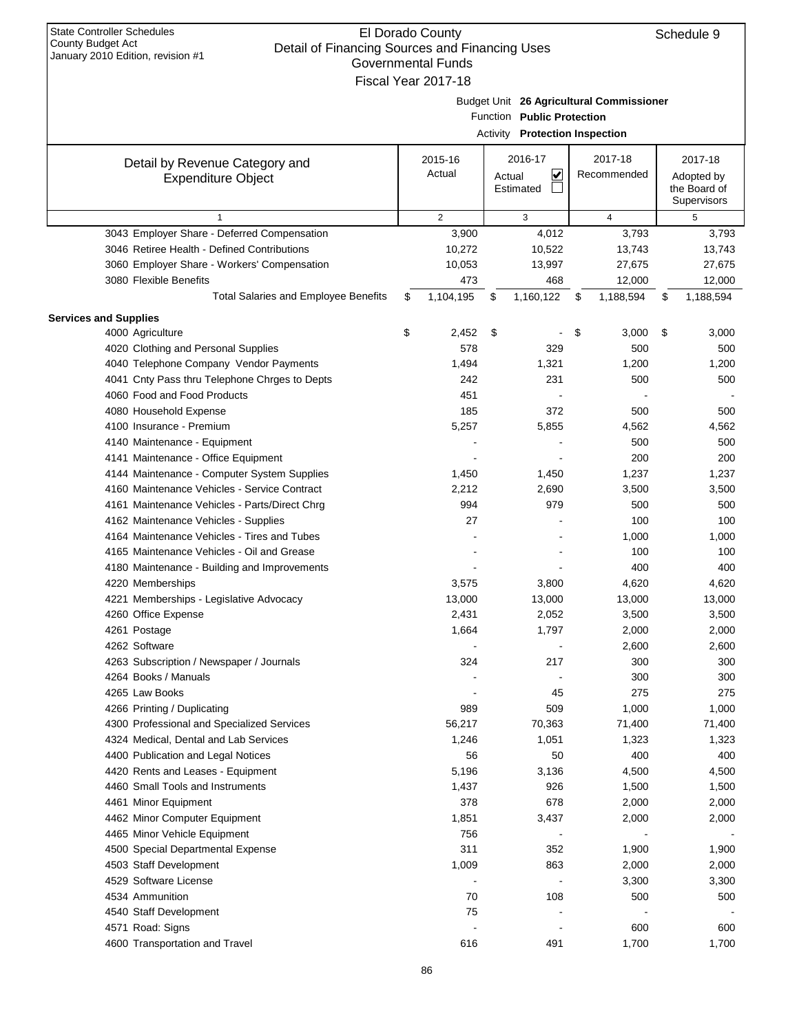State Controller Schedules
County Budget Act
January 2010 Edition, revision #1

# El Dorado County
## Detail of Financing Sources and Financing Uses
### Governmental Funds
### Fiscal Year 2017-18

Schedule 9

Budget Unit **26 Agricultural Commissioner**
Function **Public Protection**
Activity **Protection Inspection**

| Detail by Revenue Category and Expenditure Object | 2015-16 Actual | 2016-17 Actual ☑ Estimated ☐ | 2017-18 Recommended | 2017-18 Adopted by the Board of Supervisors |
|---|---|---|---|---|
| 1 | 2 | 3 | 4 | 5 |
| 3043 Employer Share - Deferred Compensation | 3,900 | 4,012 | 3,793 | 3,793 |
| 3046 Retiree Health - Defined Contributions | 10,272 | 10,522 | 13,743 | 13,743 |
| 3060 Employer Share - Workers' Compensation | 10,053 | 13,997 | 27,675 | 27,675 |
| 3080 Flexible Benefits | 473 | 468 | 12,000 | 12,000 |
| Total Salaries and Employee Benefits | $ 1,104,195 | $ 1,160,122 | $ 1,188,594 | $ 1,188,594 |
| **Services and Supplies** | | | | |
| 4000 Agriculture | $ 2,452 | $ - | $ 3,000 | $ 3,000 |
| 4020 Clothing and Personal Supplies | 578 | 329 | 500 | 500 |
| 4040 Telephone Company Vendor Payments | 1,494 | 1,321 | 1,200 | 1,200 |
| 4041 Cnty Pass thru Telephone Chrges to Depts | 242 | 231 | 500 | 500 |
| 4060 Food and Food Products | 451 | - | - | - |
| 4080 Household Expense | 185 | 372 | 500 | 500 |
| 4100 Insurance - Premium | 5,257 | 5,855 | 4,562 | 4,562 |
| 4140 Maintenance - Equipment | - | - | 500 | 500 |
| 4141 Maintenance - Office Equipment | - | - | 200 | 200 |
| 4144 Maintenance - Computer System Supplies | 1,450 | 1,450 | 1,237 | 1,237 |
| 4160 Maintenance Vehicles - Service Contract | 2,212 | 2,690 | 3,500 | 3,500 |
| 4161 Maintenance Vehicles - Parts/Direct Chrg | 994 | 979 | 500 | 500 |
| 4162 Maintenance Vehicles - Supplies | 27 | - | 100 | 100 |
| 4164 Maintenance Vehicles - Tires and Tubes | - | - | 1,000 | 1,000 |
| 4165 Maintenance Vehicles - Oil and Grease | - | - | 100 | 100 |
| 4180 Maintenance - Building and Improvements | - | - | 400 | 400 |
| 4220 Memberships | 3,575 | 3,800 | 4,620 | 4,620 |
| 4221 Memberships - Legislative Advocacy | 13,000 | 13,000 | 13,000 | 13,000 |
| 4260 Office Expense | 2,431 | 2,052 | 3,500 | 3,500 |
| 4261 Postage | 1,664 | 1,797 | 2,000 | 2,000 |
| 4262 Software | - | - | 2,600 | 2,600 |
| 4263 Subscription / Newspaper / Journals | 324 | 217 | 300 | 300 |
| 4264 Books / Manuals | - | - | 300 | 300 |
| 4265 Law Books | - | 45 | 275 | 275 |
| 4266 Printing / Duplicating | 989 | 509 | 1,000 | 1,000 |
| 4300 Professional and Specialized Services | 56,217 | 70,363 | 71,400 | 71,400 |
| 4324 Medical, Dental and Lab Services | 1,246 | 1,051 | 1,323 | 1,323 |
| 4400 Publication and Legal Notices | 56 | 50 | 400 | 400 |
| 4420 Rents and Leases - Equipment | 5,196 | 3,136 | 4,500 | 4,500 |
| 4460 Small Tools and Instruments | 1,437 | 926 | 1,500 | 1,500 |
| 4461 Minor Equipment | 378 | 678 | 2,000 | 2,000 |
| 4462 Minor Computer Equipment | 1,851 | 3,437 | 2,000 | 2,000 |
| 4465 Minor Vehicle Equipment | 756 | - | - | - |
| 4500 Special Departmental Expense | 311 | 352 | 1,900 | 1,900 |
| 4503 Staff Development | 1,009 | 863 | 2,000 | 2,000 |
| 4529 Software License | - | - | 3,300 | 3,300 |
| 4534 Ammunition | 70 | 108 | 500 | 500 |
| 4540 Staff Development | 75 | - | - | - |
| 4571 Road: Signs | - | - | 600 | 600 |
| 4600 Transportation and Travel | 616 | 491 | 1,700 | 1,700 |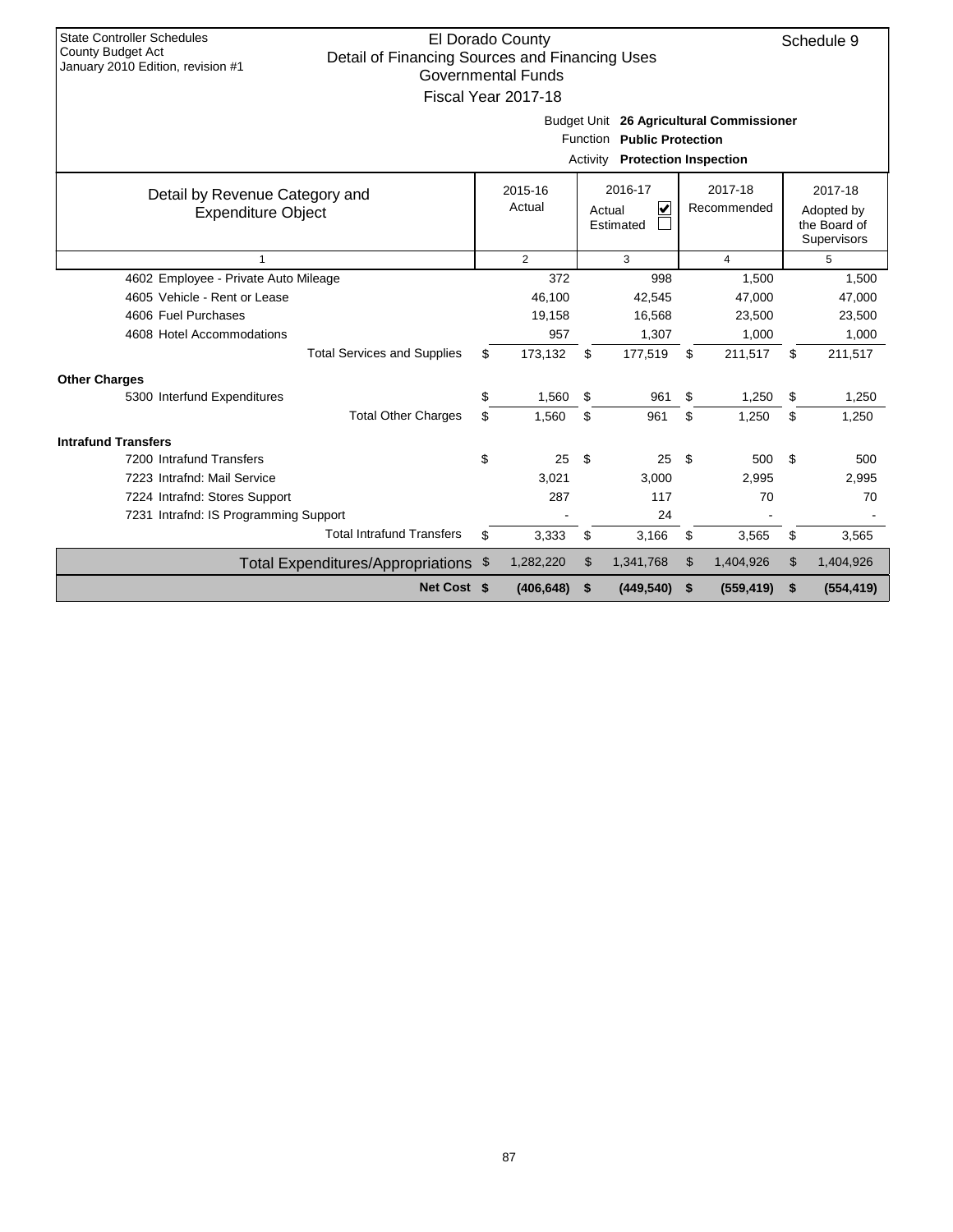State Controller Schedules
County Budget Act
January 2010 Edition, revision #1

# El Dorado County
## Detail of Financing Sources and Financing Uses
### Governmental Funds
### Fiscal Year 2017-18

Schedule 9

Budget Unit **26 Agricultural Commissioner**
Function **Public Protection**
Activity **Protection Inspection**

| Detail by Revenue Category and Expenditure Object | 2015-16 Actual | 2016-17 Actual ☑ Estimated ☐ | 2017-18 Recommended | 2017-18 Adopted by the Board of Supervisors |
|---|---|---|---|---|
| 1 | 2 | 3 | 4 | 5 |
| 4602 Employee - Private Auto Mileage | 372 | 998 | 1,500 | 1,500 |
| 4605 Vehicle - Rent or Lease | 46,100 | 42,545 | 47,000 | 47,000 |
| 4606 Fuel Purchases | 19,158 | 16,568 | 23,500 | 23,500 |
| 4608 Hotel Accommodations | 957 | 1,307 | 1,000 | 1,000 |
| Total Services and Supplies | $ 173,132 | $ 177,519 | $ 211,517 | $ 211,517 |
| **Other Charges** | | | | |
| 5300 Interfund Expenditures | $ 1,560 | $ 961 | $ 1,250 | $ 1,250 |
| Total Other Charges | $ 1,560 | $ 961 | $ 1,250 | $ 1,250 |
| **Intrafund Transfers** | | | | |
| 7200 Intrafund Transfers | $ 25 | $ 25 | $ 500 | $ 500 |
| 7223 Intrafnd: Mail Service | 3,021 | 3,000 | 2,995 | 2,995 |
| 7224 Intrafnd: Stores Support | 287 | 117 | 70 | 70 |
| 7231 Intrafnd: IS Programming Support | - | 24 | - | - |
| Total Intrafund Transfers | $ 3,333 | $ 3,166 | $ 3,565 | $ 3,565 |
| Total Expenditures/Appropriations | $ 1,282,220 | $ 1,341,768 | $ 1,404,926 | $ 1,404,926 |
| **Net Cost** | **$ (406,648)** | **$ (449,540)** | **$ (559,419)** | **$ (554,419)** |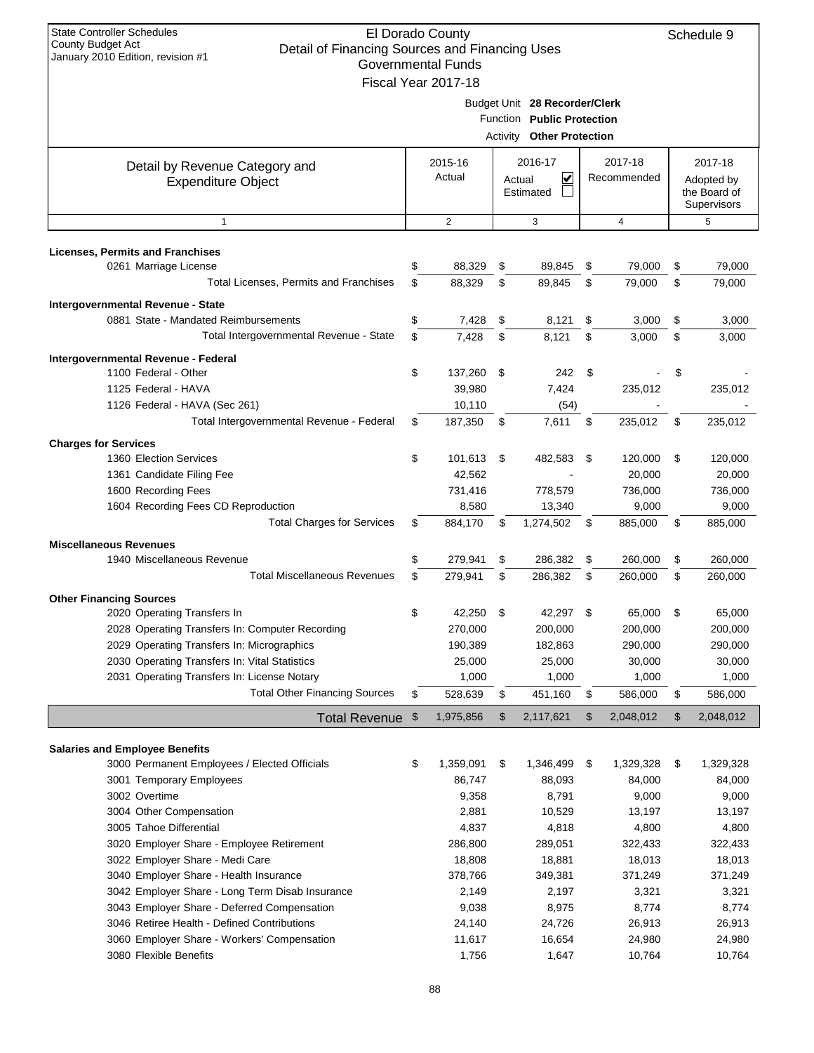State Controller Schedules
County Budget Act
January 2010 Edition, revision #1

El Dorado County
Detail of Financing Sources and Financing Uses
Governmental Funds
Fiscal Year 2017-18

Schedule 9

Budget Unit **28 Recorder/Clerk**
Function **Public Protection**
Activity **Other Protection**

| Detail by Revenue Category and Expenditure Object | 2015-16 Actual | 2016-17 Actual ☑ Estimated ☐ | 2017-18 Recommended | 2017-18 Adopted by the Board of Supervisors |
|---|---|---|---|---|
| 1 | 2 | 3 | 4 | 5 |
| **Licenses, Permits and Franchises** | | | | |
| 0261 Marriage License | $ 88,329 | $ 89,845 | $ 79,000 | $ 79,000 |
| Total Licenses, Permits and Franchises | $ 88,329 | $ 89,845 | $ 79,000 | $ 79,000 |
| **Intergovernmental Revenue - State** | | | | |
| 0881 State - Mandated Reimbursements | $ 7,428 | $ 8,121 | $ 3,000 | $ 3,000 |
| Total Intergovernmental Revenue - State | $ 7,428 | $ 8,121 | $ 3,000 | $ 3,000 |
| **Intergovernmental Revenue - Federal** | | | | |
| 1100 Federal - Other | $ 137,260 | $ 242 | $ - | $ - |
| 1125 Federal - HAVA | 39,980 | 7,424 | 235,012 | 235,012 |
| 1126 Federal - HAVA (Sec 261) | 10,110 | (54) | - | - |
| Total Intergovernmental Revenue - Federal | $ 187,350 | $ 7,611 | $ 235,012 | $ 235,012 |
| **Charges for Services** | | | | |
| 1360 Election Services | $ 101,613 | $ 482,583 | $ 120,000 | $ 120,000 |
| 1361 Candidate Filing Fee | 42,562 | - | 20,000 | 20,000 |
| 1600 Recording Fees | 731,416 | 778,579 | 736,000 | 736,000 |
| 1604 Recording Fees CD Reproduction | 8,580 | 13,340 | 9,000 | 9,000 |
| Total Charges for Services | $ 884,170 | $ 1,274,502 | $ 885,000 | $ 885,000 |
| **Miscellaneous Revenues** | | | | |
| 1940 Miscellaneous Revenue | $ 279,941 | $ 286,382 | $ 260,000 | $ 260,000 |
| Total Miscellaneous Revenues | $ 279,941 | $ 286,382 | $ 260,000 | $ 260,000 |
| **Other Financing Sources** | | | | |
| 2020 Operating Transfers In | $ 42,250 | $ 42,297 | $ 65,000 | $ 65,000 |
| 2028 Operating Transfers In: Computer Recording | 270,000 | 200,000 | 200,000 | 200,000 |
| 2029 Operating Transfers In: Micrographics | 190,389 | 182,863 | 290,000 | 290,000 |
| 2030 Operating Transfers In: Vital Statistics | 25,000 | 25,000 | 30,000 | 30,000 |
| 2031 Operating Transfers In: License Notary | 1,000 | 1,000 | 1,000 | 1,000 |
| Total Other Financing Sources | $ 528,639 | $ 451,160 | $ 586,000 | $ 586,000 |
| **Total Revenue** | $ 1,975,856 | $ 2,117,621 | $ 2,048,012 | $ 2,048,012 |
| **Salaries and Employee Benefits** | | | | |
| 3000 Permanent Employees / Elected Officials | $ 1,359,091 | $ 1,346,499 | $ 1,329,328 | $ 1,329,328 |
| 3001 Temporary Employees | 86,747 | 88,093 | 84,000 | 84,000 |
| 3002 Overtime | 9,358 | 8,791 | 9,000 | 9,000 |
| 3004 Other Compensation | 2,881 | 10,529 | 13,197 | 13,197 |
| 3005 Tahoe Differential | 4,837 | 4,818 | 4,800 | 4,800 |
| 3020 Employer Share - Employee Retirement | 286,800 | 289,051 | 322,433 | 322,433 |
| 3022 Employer Share - Medi Care | 18,808 | 18,881 | 18,013 | 18,013 |
| 3040 Employer Share - Health Insurance | 378,766 | 349,381 | 371,249 | 371,249 |
| 3042 Employer Share - Long Term Disab Insurance | 2,149 | 2,197 | 3,321 | 3,321 |
| 3043 Employer Share - Deferred Compensation | 9,038 | 8,975 | 8,774 | 8,774 |
| 3046 Retiree Health - Defined Contributions | 24,140 | 24,726 | 26,913 | 26,913 |
| 3060 Employer Share - Workers' Compensation | 11,617 | 16,654 | 24,980 | 24,980 |
| 3080 Flexible Benefits | 1,756 | 1,647 | 10,764 | 10,764 |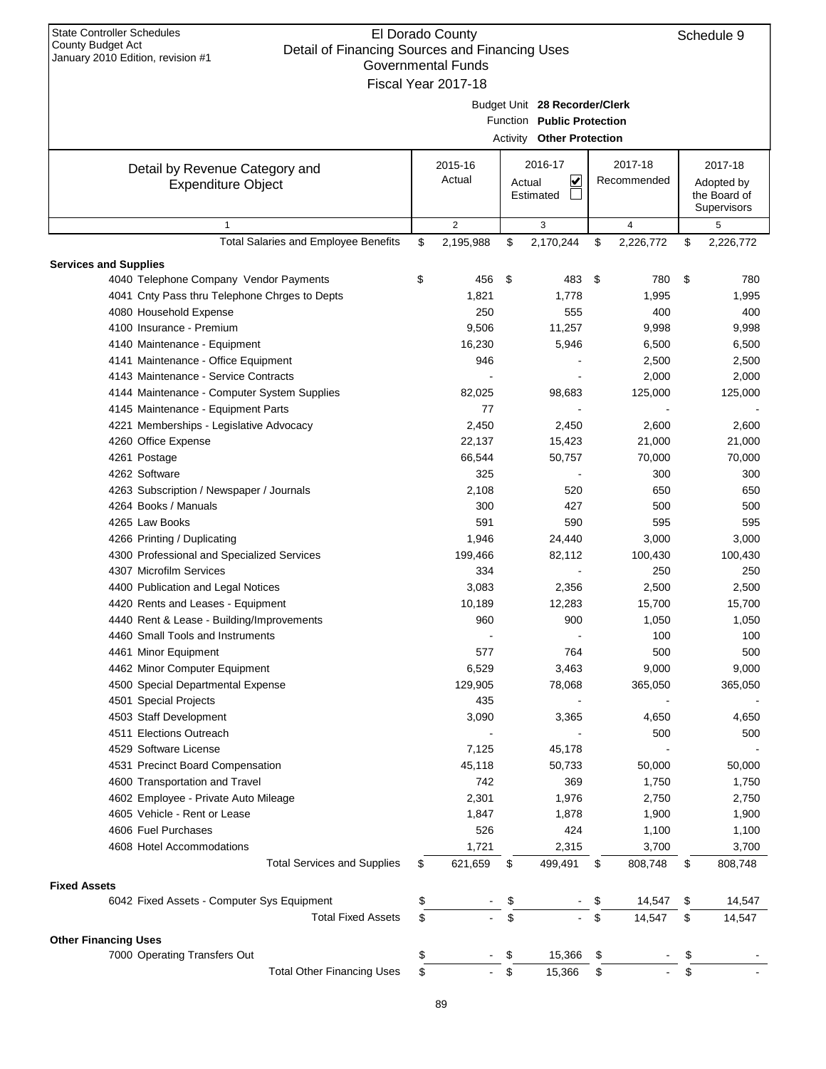State Controller Schedules
County Budget Act
January 2010 Edition, revision #1

# El Dorado County
## Detail of Financing Sources and Financing Uses
### Governmental Funds
### Fiscal Year 2017-18

Schedule 9

Budget Unit **28 Recorder/Clerk**
Function **Public Protection**
Activity **Other Protection**

| Detail by Revenue Category and Expenditure Object | 2015-16 Actual | 2016-17 Actual ☑ Estimated ☐ | 2017-18 Recommended | 2017-18 Adopted by the Board of Supervisors |
|---|---|---|---|---|
| 1 | 2 | 3 | 4 | 5 |
| Total Salaries and Employee Benefits | $ 2,195,988 | $ 2,170,244 | $ 2,226,772 | $ 2,226,772 |
| **Services and Supplies** | | | | |
| 4040 Telephone Company Vendor Payments | $ 456 | $ 483 | $ 780 | $ 780 |
| 4041 Cnty Pass thru Telephone Chrges to Depts | 1,821 | 1,778 | 1,995 | 1,995 |
| 4080 Household Expense | 250 | 555 | 400 | 400 |
| 4100 Insurance - Premium | 9,506 | 11,257 | 9,998 | 9,998 |
| 4140 Maintenance - Equipment | 16,230 | 5,946 | 6,500 | 6,500 |
| 4141 Maintenance - Office Equipment | 946 | - | 2,500 | 2,500 |
| 4143 Maintenance - Service Contracts | - | - | 2,000 | 2,000 |
| 4144 Maintenance - Computer System Supplies | 82,025 | 98,683 | 125,000 | 125,000 |
| 4145 Maintenance - Equipment Parts | 77 | - | - | - |
| 4221 Memberships - Legislative Advocacy | 2,450 | 2,450 | 2,600 | 2,600 |
| 4260 Office Expense | 22,137 | 15,423 | 21,000 | 21,000 |
| 4261 Postage | 66,544 | 50,757 | 70,000 | 70,000 |
| 4262 Software | 325 | - | 300 | 300 |
| 4263 Subscription / Newspaper / Journals | 2,108 | 520 | 650 | 650 |
| 4264 Books / Manuals | 300 | 427 | 500 | 500 |
| 4265 Law Books | 591 | 590 | 595 | 595 |
| 4266 Printing / Duplicating | 1,946 | 24,440 | 3,000 | 3,000 |
| 4300 Professional and Specialized Services | 199,466 | 82,112 | 100,430 | 100,430 |
| 4307 Microfilm Services | 334 | - | 250 | 250 |
| 4400 Publication and Legal Notices | 3,083 | 2,356 | 2,500 | 2,500 |
| 4420 Rents and Leases - Equipment | 10,189 | 12,283 | 15,700 | 15,700 |
| 4440 Rent & Lease - Building/Improvements | 960 | 900 | 1,050 | 1,050 |
| 4460 Small Tools and Instruments | - | - | 100 | 100 |
| 4461 Minor Equipment | 577 | 764 | 500 | 500 |
| 4462 Minor Computer Equipment | 6,529 | 3,463 | 9,000 | 9,000 |
| 4500 Special Departmental Expense | 129,905 | 78,068 | 365,050 | 365,050 |
| 4501 Special Projects | 435 | - | - | - |
| 4503 Staff Development | 3,090 | 3,365 | 4,650 | 4,650 |
| 4511 Elections Outreach | - | - | 500 | 500 |
| 4529 Software License | 7,125 | 45,178 | - | - |
| 4531 Precinct Board Compensation | 45,118 | 50,733 | 50,000 | 50,000 |
| 4600 Transportation and Travel | 742 | 369 | 1,750 | 1,750 |
| 4602 Employee - Private Auto Mileage | 2,301 | 1,976 | 2,750 | 2,750 |
| 4605 Vehicle - Rent or Lease | 1,847 | 1,878 | 1,900 | 1,900 |
| 4606 Fuel Purchases | 526 | 424 | 1,100 | 1,100 |
| 4608 Hotel Accommodations | 1,721 | 2,315 | 3,700 | 3,700 |
| Total Services and Supplies | $ 621,659 | $ 499,491 | $ 808,748 | $ 808,748 |
| **Fixed Assets** | | | | |
| 6042 Fixed Assets - Computer Sys Equipment | $ - | $ - | $ 14,547 | $ 14,547 |
| Total Fixed Assets | $ - | $ - | $ 14,547 | $ 14,547 |
| **Other Financing Uses** | | | | |
| 7000 Operating Transfers Out | $ - | $ 15,366 | $ - | $ - |
| Total Other Financing Uses | $ - | $ 15,366 | $ - | $ - |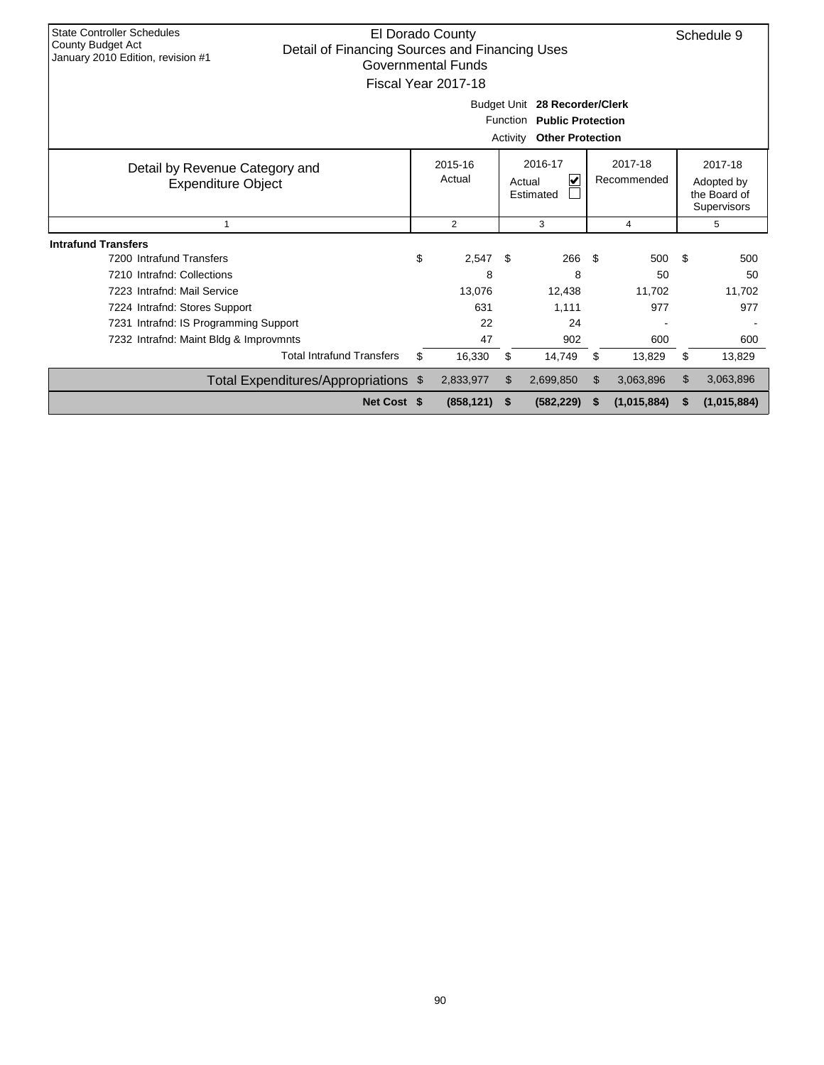State Controller Schedules
County Budget Act
January 2010 Edition, revision #1

# El Dorado County
## Detail of Financing Sources and Financing Uses
### Governmental Funds
### Fiscal Year 2017-18

Schedule 9

Budget Unit **28 Recorder/Clerk**
Function **Public Protection**
Activity **Other Protection**

| Detail by Revenue Category and Expenditure Object | 2015-16 Actual | 2016-17 Actual ☑ Estimated ☐ | 2017-18 Recommended | 2017-18 Adopted by the Board of Supervisors |
|---|---|---|---|---|
| 1 | 2 | 3 | 4 | 5 |
| **Intrafund Transfers** | | | | |
| 7200 Intrafund Transfers | $ 2,547 | $ 266 | $ 500 | $ 500 |
| 7210 Intrafnd: Collections | 8 | 8 | 50 | 50 |
| 7223 Intrafnd: Mail Service | 13,076 | 12,438 | 11,702 | 11,702 |
| 7224 Intrafnd: Stores Support | 631 | 1,111 | 977 | 977 |
| 7231 Intrafnd: IS Programming Support | 22 | 24 | - | - |
| 7232 Intrafnd: Maint Bldg & Improvmnts | 47 | 902 | 600 | 600 |
| Total Intrafund Transfers | $ 16,330 | $ 14,749 | $ 13,829 | $ 13,829 |
| Total Expenditures/Appropriations | $ 2,833,977 | $ 2,699,850 | $ 3,063,896 | $ 3,063,896 |
| **Net Cost** | **$ (858,121)** | **$ (582,229)** | **$ (1,015,884)** | **$ (1,015,884)** |